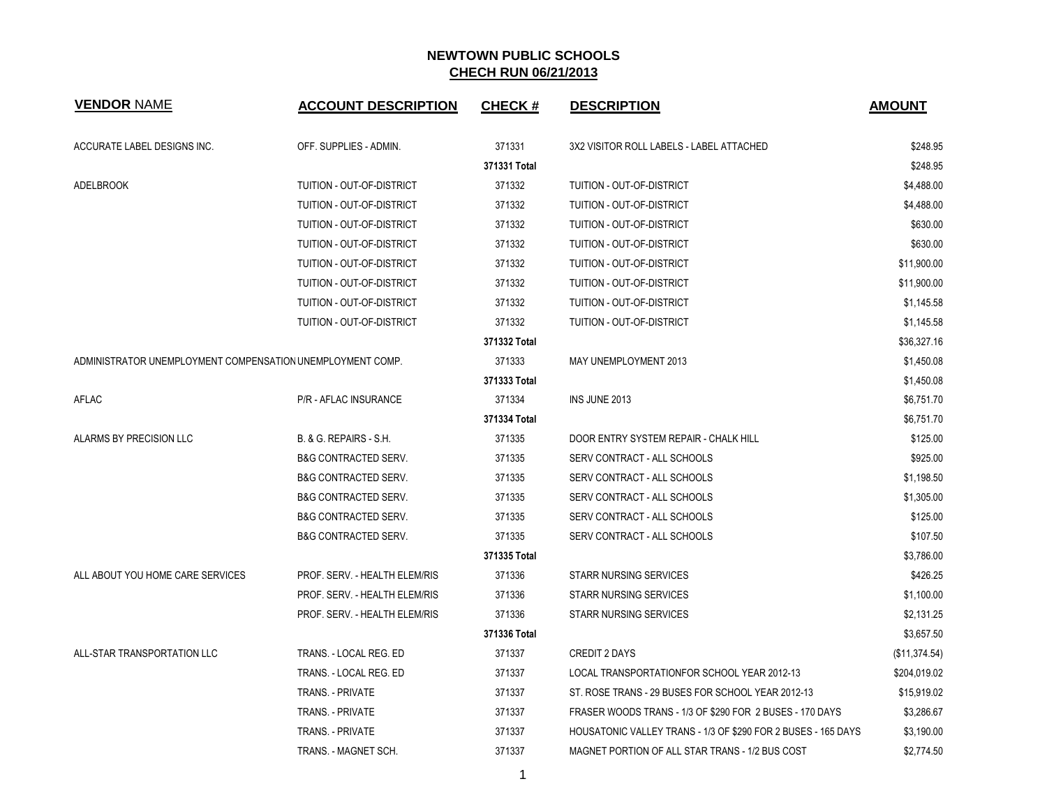# NEWTOWN PUBLIC SCHOOLS

## CHECH RUN 06/21/2013

| VENDOR NAME | ACCOUNT DESCRIPTION | CHECK # | DESCRIPTION | AMOUNT |
|---|---|---|---|---|
| ACCURATE LABEL DESIGNS INC. | OFF. SUPPLIES - ADMIN. | 371331 | 3X2 VISITOR ROLL LABELS - LABEL ATTACHED | $248.95 |
| | | **371331 Total** | | $248.95 |
| ADELBROOK | TUITION - OUT-OF-DISTRICT | 371332 | TUITION - OUT-OF-DISTRICT | $4,488.00 |
| | TUITION - OUT-OF-DISTRICT | 371332 | TUITION - OUT-OF-DISTRICT | $4,488.00 |
| | TUITION - OUT-OF-DISTRICT | 371332 | TUITION - OUT-OF-DISTRICT | $630.00 |
| | TUITION - OUT-OF-DISTRICT | 371332 | TUITION - OUT-OF-DISTRICT | $630.00 |
| | TUITION - OUT-OF-DISTRICT | 371332 | TUITION - OUT-OF-DISTRICT | $11,900.00 |
| | TUITION - OUT-OF-DISTRICT | 371332 | TUITION - OUT-OF-DISTRICT | $11,900.00 |
| | TUITION - OUT-OF-DISTRICT | 371332 | TUITION - OUT-OF-DISTRICT | $1,145.58 |
| | TUITION - OUT-OF-DISTRICT | 371332 | TUITION - OUT-OF-DISTRICT | $1,145.58 |
| | | **371332 Total** | | $36,327.16 |
| ADMINISTRATOR UNEMPLOYMENT COMPENSATION | UNEMPLOYMENT COMP. | 371333 | MAY UNEMPLOYMENT 2013 | $1,450.08 |
| | | **371333 Total** | | $1,450.08 |
| AFLAC | P/R - AFLAC INSURANCE | 371334 | INS JUNE 2013 | $6,751.70 |
| | | **371334 Total** | | $6,751.70 |
| ALARMS BY PRECISION LLC | B. & G. REPAIRS - S.H. | 371335 | DOOR ENTRY SYSTEM REPAIR - CHALK HILL | $125.00 |
| | B&G CONTRACTED SERV. | 371335 | SERV CONTRACT - ALL SCHOOLS | $925.00 |
| | B&G CONTRACTED SERV. | 371335 | SERV CONTRACT - ALL SCHOOLS | $1,198.50 |
| | B&G CONTRACTED SERV. | 371335 | SERV CONTRACT - ALL SCHOOLS | $1,305.00 |
| | B&G CONTRACTED SERV. | 371335 | SERV CONTRACT - ALL SCHOOLS | $125.00 |
| | B&G CONTRACTED SERV. | 371335 | SERV CONTRACT - ALL SCHOOLS | $107.50 |
| | | **371335 Total** | | $3,786.00 |
| ALL ABOUT YOU HOME CARE SERVICES | PROF. SERV. - HEALTH ELEM/RIS | 371336 | STARR NURSING SERVICES | $426.25 |
| | PROF. SERV. - HEALTH ELEM/RIS | 371336 | STARR NURSING SERVICES | $1,100.00 |
| | PROF. SERV. - HEALTH ELEM/RIS | 371336 | STARR NURSING SERVICES | $2,131.25 |
| | | **371336 Total** | | $3,657.50 |
| ALL-STAR TRANSPORTATION LLC | TRANS. - LOCAL REG. ED | 371337 | CREDIT 2 DAYS | ($11,374.54) |
| | TRANS. - LOCAL REG. ED | 371337 | LOCAL TRANSPORTATIONFOR SCHOOL YEAR 2012-13 | $204,019.02 |
| | TRANS. - PRIVATE | 371337 | ST. ROSE TRANS - 29 BUSES FOR SCHOOL YEAR 2012-13 | $15,919.02 |
| | TRANS. - PRIVATE | 371337 | FRASER WOODS TRANS - 1/3 OF $290 FOR 2 BUSES - 170 DAYS | $3,286.67 |
| | TRANS. - PRIVATE | 371337 | HOUSATONIC VALLEY TRANS - 1/3 OF $290 FOR 2 BUSES - 165 DAYS | $3,190.00 |
| | TRANS. - MAGNET SCH. | 371337 | MAGNET PORTION OF ALL STAR TRANS - 1/2 BUS COST | $2,774.50 |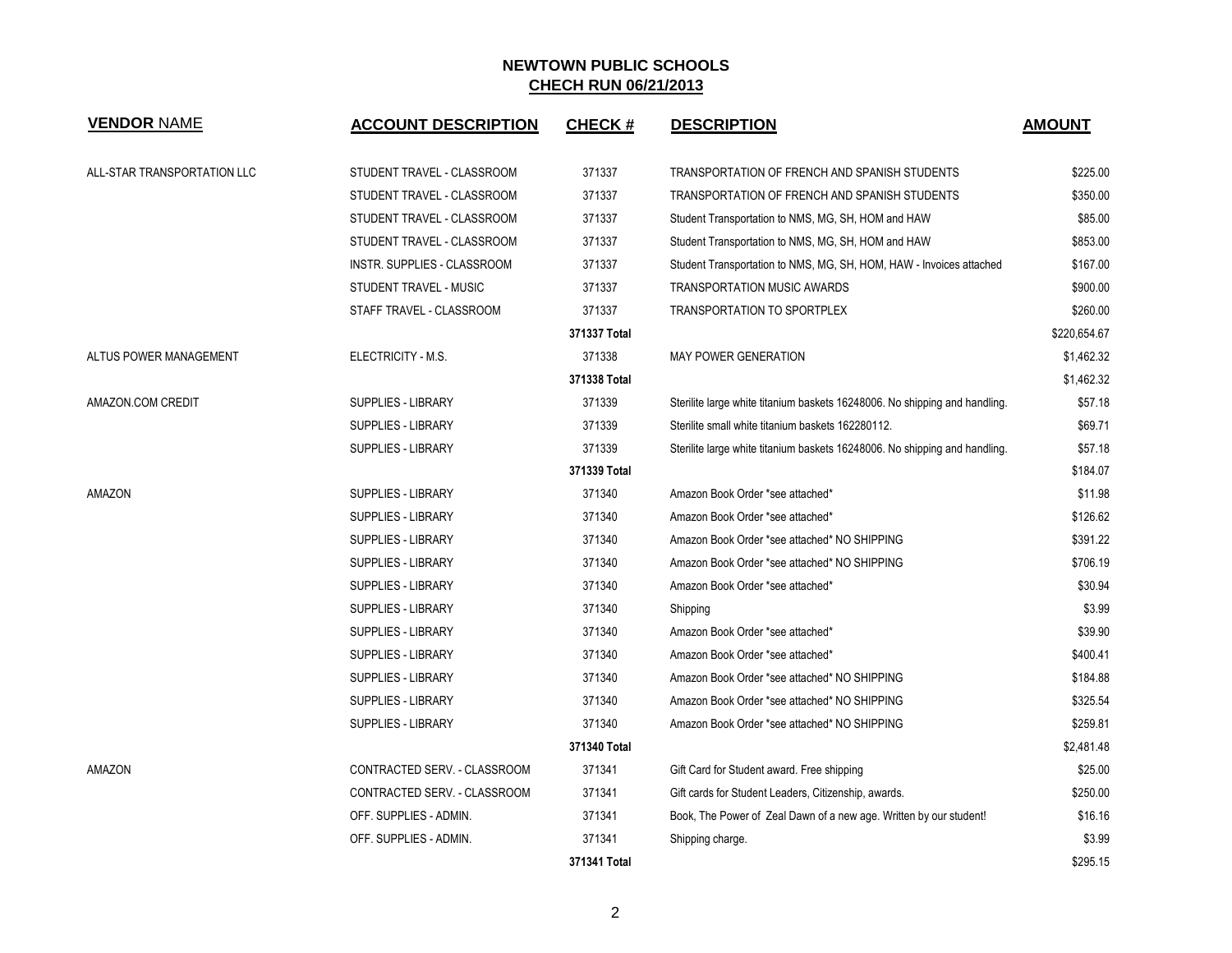# NEWTOWN PUBLIC SCHOOLS

## CHECH RUN 06/21/2013

| VENDOR NAME | ACCOUNT DESCRIPTION | CHECK # | DESCRIPTION | AMOUNT |
|---|---|---|---|---|
| ALL-STAR TRANSPORTATION LLC | STUDENT TRAVEL - CLASSROOM | 371337 | TRANSPORTATION OF FRENCH AND SPANISH STUDENTS | $225.00 |
| | STUDENT TRAVEL - CLASSROOM | 371337 | TRANSPORTATION OF FRENCH AND SPANISH STUDENTS | $350.00 |
| | STUDENT TRAVEL - CLASSROOM | 371337 | Student Transportation to NMS, MG, SH, HOM and HAW | $85.00 |
| | STUDENT TRAVEL - CLASSROOM | 371337 | Student Transportation to NMS, MG, SH, HOM and HAW | $853.00 |
| | INSTR. SUPPLIES - CLASSROOM | 371337 | Student Transportation to NMS, MG, SH, HOM, HAW - Invoices attached | $167.00 |
| | STUDENT TRAVEL - MUSIC | 371337 | TRANSPORTATION MUSIC AWARDS | $900.00 |
| | STAFF TRAVEL - CLASSROOM | 371337 | TRANSPORTATION TO SPORTPLEX | $260.00 |
| | | **371337 Total** | | $220,654.67 |
| ALTUS POWER MANAGEMENT | ELECTRICITY - M.S. | 371338 | MAY POWER GENERATION | $1,462.32 |
| | | **371338 Total** | | $1,462.32 |
| AMAZON.COM CREDIT | SUPPLIES - LIBRARY | 371339 | Sterilite large white titanium baskets 16248006. No shipping and handling. | $57.18 |
| | SUPPLIES - LIBRARY | 371339 | Sterilite small white titanium baskets 162280112. | $69.71 |
| | SUPPLIES - LIBRARY | 371339 | Sterilite large white titanium baskets 16248006. No shipping and handling. | $57.18 |
| | | **371339 Total** | | $184.07 |
| AMAZON | SUPPLIES - LIBRARY | 371340 | Amazon Book Order *see attached* | $11.98 |
| | SUPPLIES - LIBRARY | 371340 | Amazon Book Order *see attached* | $126.62 |
| | SUPPLIES - LIBRARY | 371340 | Amazon Book Order *see attached* NO SHIPPING | $391.22 |
| | SUPPLIES - LIBRARY | 371340 | Amazon Book Order *see attached* NO SHIPPING | $706.19 |
| | SUPPLIES - LIBRARY | 371340 | Amazon Book Order *see attached* | $30.94 |
| | SUPPLIES - LIBRARY | 371340 | Shipping | $3.99 |
| | SUPPLIES - LIBRARY | 371340 | Amazon Book Order *see attached* | $39.90 |
| | SUPPLIES - LIBRARY | 371340 | Amazon Book Order *see attached* | $400.41 |
| | SUPPLIES - LIBRARY | 371340 | Amazon Book Order *see attached* NO SHIPPING | $184.88 |
| | SUPPLIES - LIBRARY | 371340 | Amazon Book Order *see attached* NO SHIPPING | $325.54 |
| | SUPPLIES - LIBRARY | 371340 | Amazon Book Order *see attached* NO SHIPPING | $259.81 |
| | | **371340 Total** | | $2,481.48 |
| AMAZON | CONTRACTED SERV. - CLASSROOM | 371341 | Gift Card for Student award. Free shipping | $25.00 |
| | CONTRACTED SERV. - CLASSROOM | 371341 | Gift cards for Student Leaders, Citizenship, awards. | $250.00 |
| | OFF. SUPPLIES - ADMIN. | 371341 | Book, The Power of Zeal Dawn of a new age. Written by our student! | $16.16 |
| | OFF. SUPPLIES - ADMIN. | 371341 | Shipping charge. | $3.99 |
| | | **371341 Total** | | $295.15 |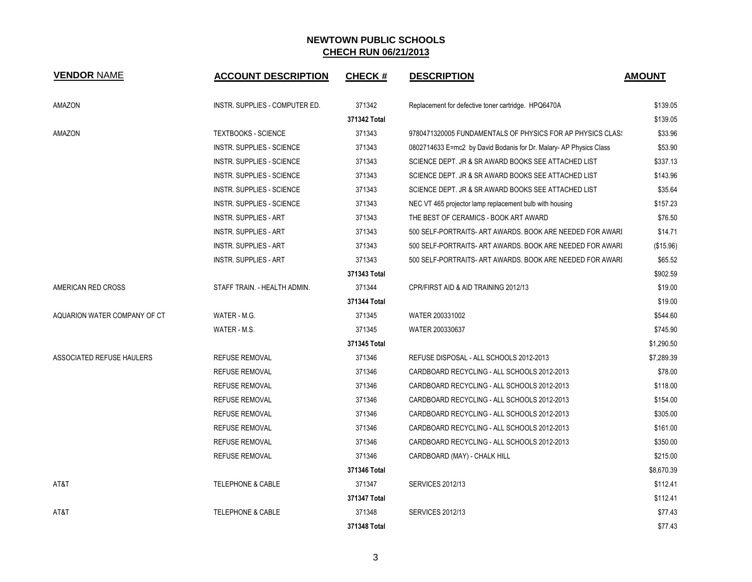# NEWTOWN PUBLIC SCHOOLS

## CHECH RUN 06/21/2013

| VENDOR NAME | ACCOUNT DESCRIPTION | CHECK # | DESCRIPTION | AMOUNT |
|---|---|---|---|---|
| AMAZON | INSTR. SUPPLIES - COMPUTER ED. | 371342 | Replacement for defective toner cartridge. HPQ6470A | $139.05 |
| | | **371342 Total** | | $139.05 |
| AMAZON | TEXTBOOKS - SCIENCE | 371343 | 9780471320005 FUNDAMENTALS OF PHYSICS FOR AP PHYSICS CLAS! | $33.96 |
| | INSTR. SUPPLIES - SCIENCE | 371343 | 0802714633 E=mc2 by David Bodanis for Dr. Malary- AP Physics Class | $53.90 |
| | INSTR. SUPPLIES - SCIENCE | 371343 | SCIENCE DEPT. JR & SR AWARD BOOKS SEE ATTACHED LIST | $337.13 |
| | INSTR. SUPPLIES - SCIENCE | 371343 | SCIENCE DEPT. JR & SR AWARD BOOKS SEE ATTACHED LIST | $143.96 |
| | INSTR. SUPPLIES - SCIENCE | 371343 | SCIENCE DEPT. JR & SR AWARD BOOKS SEE ATTACHED LIST | $35.64 |
| | INSTR. SUPPLIES - SCIENCE | 371343 | NEC VT 465 projector lamp replacement bulb with housing | $157.23 |
| | INSTR. SUPPLIES - ART | 371343 | THE BEST OF CERAMICS - BOOK ART AWARD | $76.50 |
| | INSTR. SUPPLIES - ART | 371343 | 500 SELF-PORTRAITS- ART AWARDS. BOOK ARE NEEDED FOR AWARI | $14.71 |
| | INSTR. SUPPLIES - ART | 371343 | 500 SELF-PORTRAITS- ART AWARDS. BOOK ARE NEEDED FOR AWARI | ($15.96) |
| | INSTR. SUPPLIES - ART | 371343 | 500 SELF-PORTRAITS- ART AWARDS. BOOK ARE NEEDED FOR AWARI | $65.52 |
| | | **371343 Total** | | $902.59 |
| AMERICAN RED CROSS | STAFF TRAIN. - HEALTH ADMIN. | 371344 | CPR/FIRST AID & AID TRAINING 2012/13 | $19.00 |
| | | **371344 Total** | | $19.00 |
| AQUARION WATER COMPANY OF CT | WATER - M.G. | 371345 | WATER 200331002 | $544.60 |
| | WATER - M.S. | 371345 | WATER 200330637 | $745.90 |
| | | **371345 Total** | | $1,290.50 |
| ASSOCIATED REFUSE HAULERS | REFUSE REMOVAL | 371346 | REFUSE DISPOSAL - ALL SCHOOLS 2012-2013 | $7,289.39 |
| | REFUSE REMOVAL | 371346 | CARDBOARD RECYCLING - ALL SCHOOLS 2012-2013 | $78.00 |
| | REFUSE REMOVAL | 371346 | CARDBOARD RECYCLING - ALL SCHOOLS 2012-2013 | $118.00 |
| | REFUSE REMOVAL | 371346 | CARDBOARD RECYCLING - ALL SCHOOLS 2012-2013 | $154.00 |
| | REFUSE REMOVAL | 371346 | CARDBOARD RECYCLING - ALL SCHOOLS 2012-2013 | $305.00 |
| | REFUSE REMOVAL | 371346 | CARDBOARD RECYCLING - ALL SCHOOLS 2012-2013 | $161.00 |
| | REFUSE REMOVAL | 371346 | CARDBOARD RECYCLING - ALL SCHOOLS 2012-2013 | $350.00 |
| | REFUSE REMOVAL | 371346 | CARDBOARD (MAY) - CHALK HILL | $215.00 |
| | | **371346 Total** | | $8,670.39 |
| AT&T | TELEPHONE & CABLE | 371347 | SERVICES 2012/13 | $112.41 |
| | | **371347 Total** | | $112.41 |
| AT&T | TELEPHONE & CABLE | 371348 | SERVICES 2012/13 | $77.43 |
| | | **371348 Total** | | $77.43 |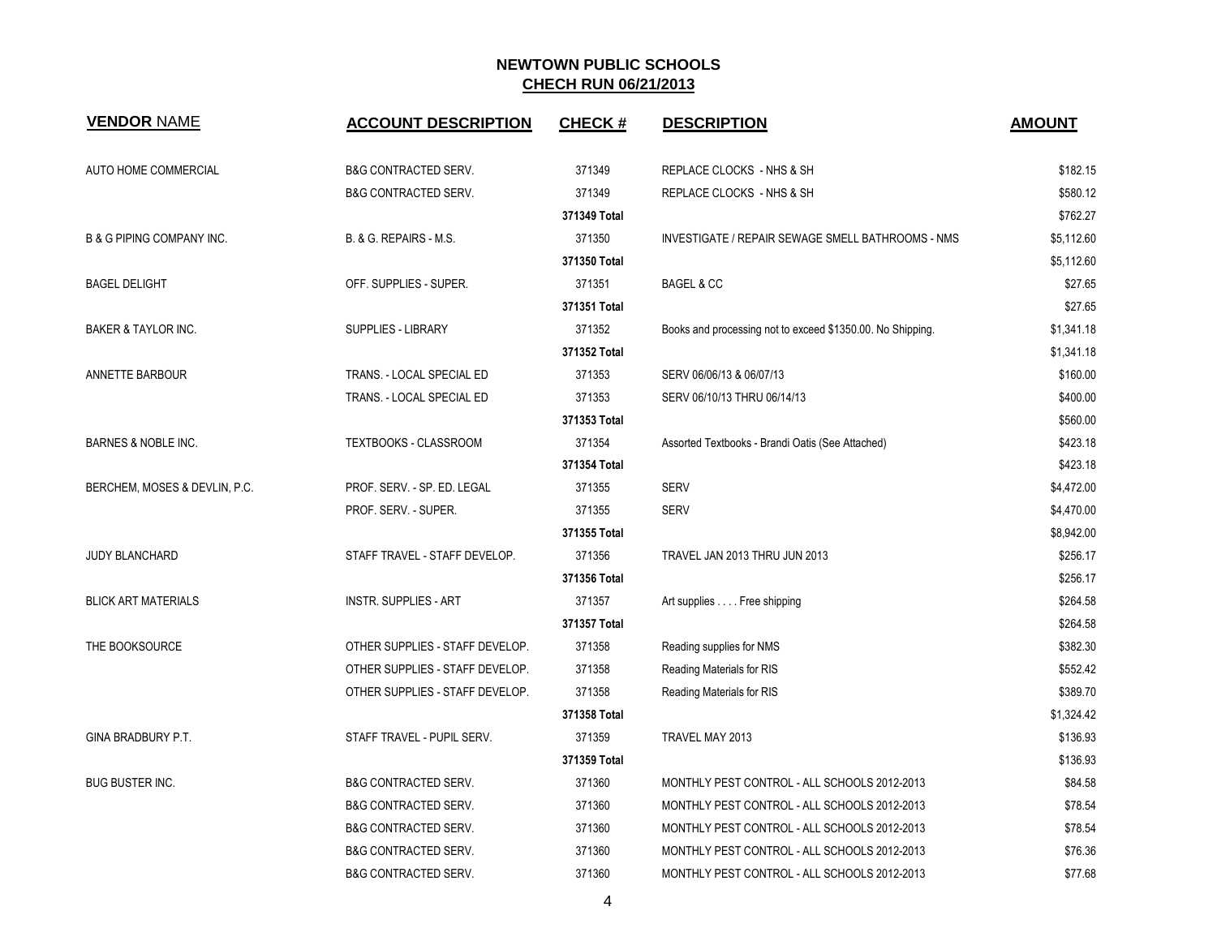## NEWTOWN PUBLIC SCHOOLS
## CHECH RUN 06/21/2013

| VENDOR NAME | ACCOUNT DESCRIPTION | CHECK # | DESCRIPTION | AMOUNT |
|---|---|---|---|---|
| AUTO HOME COMMERCIAL | B&G CONTRACTED SERV. | 371349 | REPLACE CLOCKS - NHS & SH | $182.15 |
| | B&G CONTRACTED SERV. | 371349 | REPLACE CLOCKS - NHS & SH | $580.12 |
| | | **371349 Total** | | $762.27 |
| B & G PIPING COMPANY INC. | B. & G. REPAIRS - M.S. | 371350 | INVESTIGATE / REPAIR SEWAGE SMELL BATHROOMS - NMS | $5,112.60 |
| | | **371350 Total** | | $5,112.60 |
| BAGEL DELIGHT | OFF. SUPPLIES - SUPER. | 371351 | BAGEL & CC | $27.65 |
| | | **371351 Total** | | $27.65 |
| BAKER & TAYLOR INC. | SUPPLIES - LIBRARY | 371352 | Books and processing not to exceed $1350.00. No Shipping. | $1,341.18 |
| | | **371352 Total** | | $1,341.18 |
| ANNETTE BARBOUR | TRANS. - LOCAL SPECIAL ED | 371353 | SERV 06/06/13 & 06/07/13 | $160.00 |
| | TRANS. - LOCAL SPECIAL ED | 371353 | SERV 06/10/13 THRU 06/14/13 | $400.00 |
| | | **371353 Total** | | $560.00 |
| BARNES & NOBLE INC. | TEXTBOOKS - CLASSROOM | 371354 | Assorted Textbooks - Brandi Oatis (See Attached) | $423.18 |
| | | **371354 Total** | | $423.18 |
| BERCHEM, MOSES & DEVLIN, P.C. | PROF. SERV. - SP. ED. LEGAL | 371355 | SERV | $4,472.00 |
| | PROF. SERV. - SUPER. | 371355 | SERV | $4,470.00 |
| | | **371355 Total** | | $8,942.00 |
| JUDY BLANCHARD | STAFF TRAVEL - STAFF DEVELOP. | 371356 | TRAVEL JAN 2013 THRU JUN 2013 | $256.17 |
| | | **371356 Total** | | $256.17 |
| BLICK ART MATERIALS | INSTR. SUPPLIES - ART | 371357 | Art supplies . . . . Free shipping | $264.58 |
| | | **371357 Total** | | $264.58 |
| THE BOOKSOURCE | OTHER SUPPLIES - STAFF DEVELOP. | 371358 | Reading supplies for NMS | $382.30 |
| | OTHER SUPPLIES - STAFF DEVELOP. | 371358 | Reading Materials for RIS | $552.42 |
| | OTHER SUPPLIES - STAFF DEVELOP. | 371358 | Reading Materials for RIS | $389.70 |
| | | **371358 Total** | | $1,324.42 |
| GINA BRADBURY P.T. | STAFF TRAVEL - PUPIL SERV. | 371359 | TRAVEL MAY 2013 | $136.93 |
| | | **371359 Total** | | $136.93 |
| BUG BUSTER INC. | B&G CONTRACTED SERV. | 371360 | MONTHLY PEST CONTROL - ALL SCHOOLS 2012-2013 | $84.58 |
| | B&G CONTRACTED SERV. | 371360 | MONTHLY PEST CONTROL - ALL SCHOOLS 2012-2013 | $78.54 |
| | B&G CONTRACTED SERV. | 371360 | MONTHLY PEST CONTROL - ALL SCHOOLS 2012-2013 | $78.54 |
| | B&G CONTRACTED SERV. | 371360 | MONTHLY PEST CONTROL - ALL SCHOOLS 2012-2013 | $76.36 |
| | B&G CONTRACTED SERV. | 371360 | MONTHLY PEST CONTROL - ALL SCHOOLS 2012-2013 | $77.68 |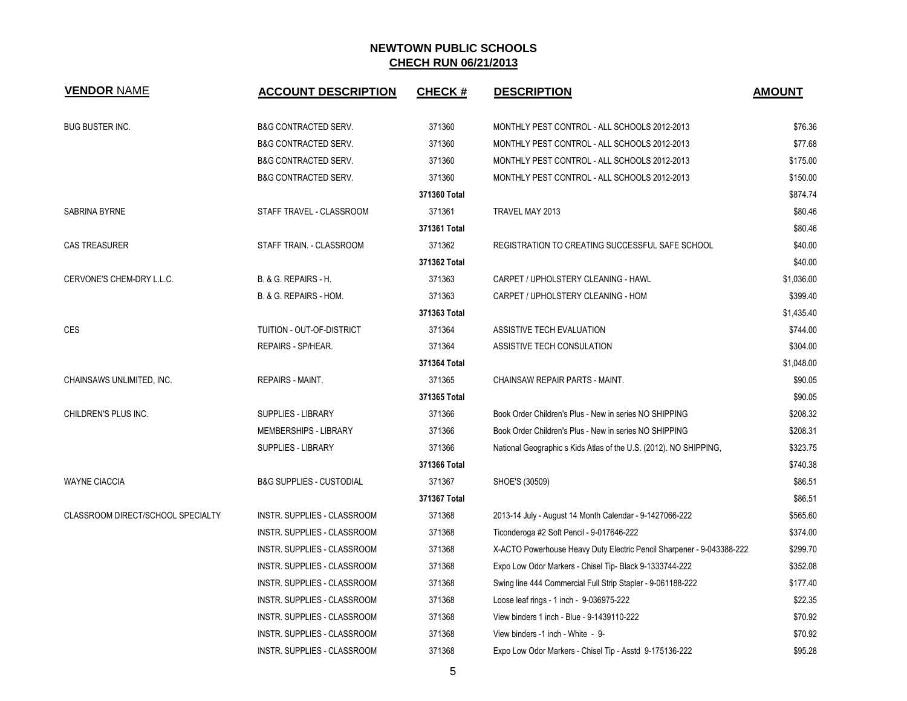# NEWTOWN PUBLIC SCHOOLS
## CHECH RUN 06/21/2013

| VENDOR NAME | ACCOUNT DESCRIPTION | CHECK # | DESCRIPTION | AMOUNT |
|---|---|---|---|---|
| BUG BUSTER INC. | B&G CONTRACTED SERV. | 371360 | MONTHLY PEST CONTROL - ALL SCHOOLS 2012-2013 | $76.36 |
| | B&G CONTRACTED SERV. | 371360 | MONTHLY PEST CONTROL - ALL SCHOOLS 2012-2013 | $77.68 |
| | B&G CONTRACTED SERV. | 371360 | MONTHLY PEST CONTROL - ALL SCHOOLS 2012-2013 | $175.00 |
| | B&G CONTRACTED SERV. | 371360 | MONTHLY PEST CONTROL - ALL SCHOOLS 2012-2013 | $150.00 |
| | | **371360 Total** | | $874.74 |
| SABRINA BYRNE | STAFF TRAVEL - CLASSROOM | 371361 | TRAVEL MAY 2013 | $80.46 |
| | | **371361 Total** | | $80.46 |
| CAS TREASURER | STAFF TRAIN. - CLASSROOM | 371362 | REGISTRATION TO CREATING SUCCESSFUL SAFE SCHOOL | $40.00 |
| | | **371362 Total** | | $40.00 |
| CERVONE'S CHEM-DRY L.L.C. | B. & G. REPAIRS - H. | 371363 | CARPET / UPHOLSTERY CLEANING - HAWL | $1,036.00 |
| | B. & G. REPAIRS - HOM. | 371363 | CARPET / UPHOLSTERY CLEANING - HOM | $399.40 |
| | | **371363 Total** | | $1,435.40 |
| CES | TUITION - OUT-OF-DISTRICT | 371364 | ASSISTIVE TECH EVALUATION | $744.00 |
| | REPAIRS - SP/HEAR. | 371364 | ASSISTIVE TECH CONSULATION | $304.00 |
| | | **371364 Total** | | $1,048.00 |
| CHAINSAWS UNLIMITED, INC. | REPAIRS - MAINT. | 371365 | CHAINSAW REPAIR PARTS - MAINT. | $90.05 |
| | | **371365 Total** | | $90.05 |
| CHILDREN'S PLUS INC. | SUPPLIES - LIBRARY | 371366 | Book Order Children's Plus - New in series NO SHIPPING | $208.32 |
| | MEMBERSHIPS - LIBRARY | 371366 | Book Order Children's Plus - New in series NO SHIPPING | $208.31 |
| | SUPPLIES - LIBRARY | 371366 | National Geographic s Kids Atlas of the U.S. (2012). NO SHIPPING, | $323.75 |
| | | **371366 Total** | | $740.38 |
| WAYNE CIACCIA | B&G SUPPLIES - CUSTODIAL | 371367 | SHOE'S (30509) | $86.51 |
| | | **371367 Total** | | $86.51 |
| CLASSROOM DIRECT/SCHOOL SPECIALTY | INSTR. SUPPLIES - CLASSROOM | 371368 | 2013-14 July - August 14 Month Calendar - 9-1427066-222 | $565.60 |
| | INSTR. SUPPLIES - CLASSROOM | 371368 | Ticonderoga #2 Soft Pencil - 9-017646-222 | $374.00 |
| | INSTR. SUPPLIES - CLASSROOM | 371368 | X-ACTO Powerhouse Heavy Duty Electric Pencil Sharpener - 9-043388-222 | $299.70 |
| | INSTR. SUPPLIES - CLASSROOM | 371368 | Expo Low Odor Markers - Chisel Tip- Black 9-1333744-222 | $352.08 |
| | INSTR. SUPPLIES - CLASSROOM | 371368 | Swing line 444 Commercial Full Strip Stapler - 9-061188-222 | $177.40 |
| | INSTR. SUPPLIES - CLASSROOM | 371368 | Loose leaf rings - 1 inch - 9-036975-222 | $22.35 |
| | INSTR. SUPPLIES - CLASSROOM | 371368 | View binders 1 inch - Blue - 9-1439110-222 | $70.92 |
| | INSTR. SUPPLIES - CLASSROOM | 371368 | View binders -1 inch - White - 9- | $70.92 |
| | INSTR. SUPPLIES - CLASSROOM | 371368 | Expo Low Odor Markers - Chisel Tip - Asstd 9-175136-222 | $95.28 |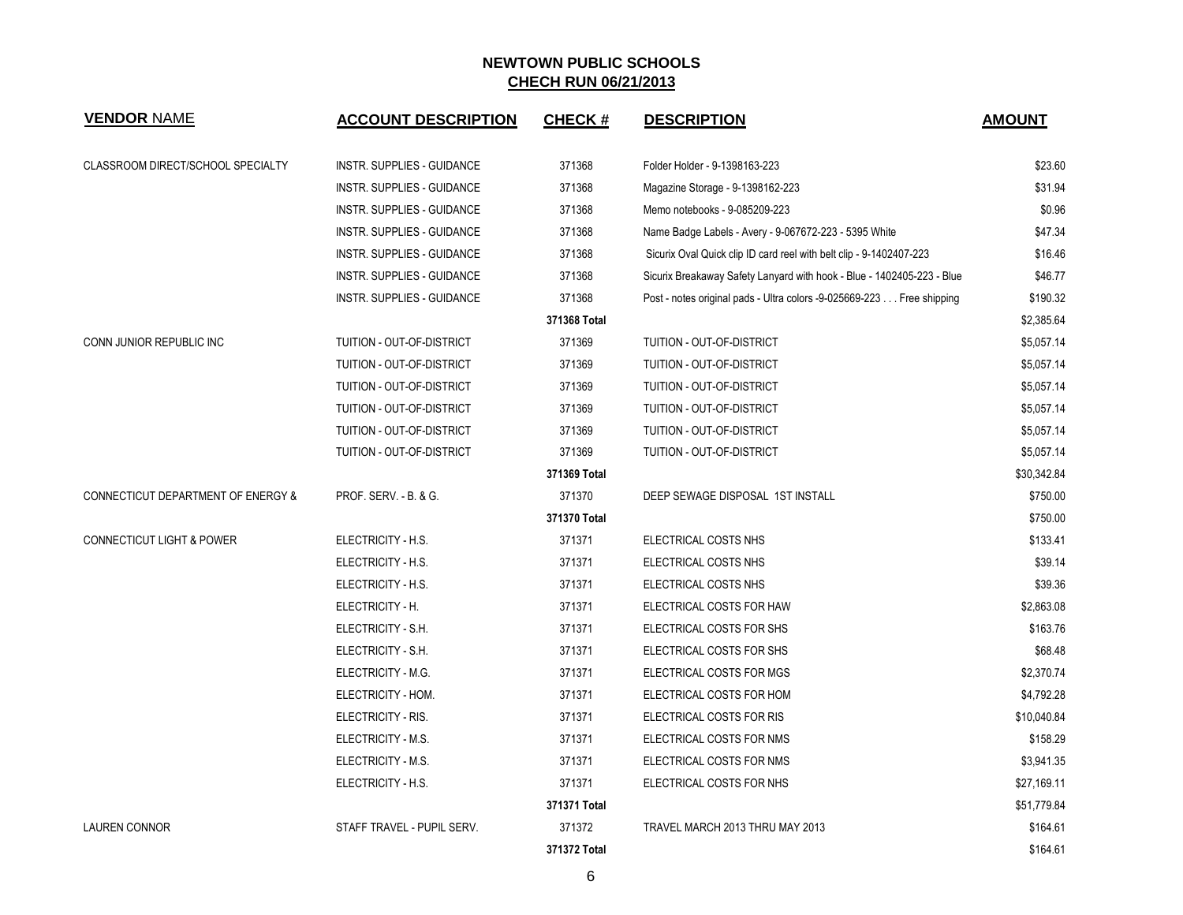## NEWTOWN PUBLIC SCHOOLS
## CHECH RUN 06/21/2013

| VENDOR NAME | ACCOUNT DESCRIPTION | CHECK # | DESCRIPTION | AMOUNT |
|---|---|---|---|---|
| CLASSROOM DIRECT/SCHOOL SPECIALTY | INSTR. SUPPLIES - GUIDANCE | 371368 | Folder Holder - 9-1398163-223 | $23.60 |
| | INSTR. SUPPLIES - GUIDANCE | 371368 | Magazine Storage - 9-1398162-223 | $31.94 |
| | INSTR. SUPPLIES - GUIDANCE | 371368 | Memo notebooks - 9-085209-223 | $0.96 |
| | INSTR. SUPPLIES - GUIDANCE | 371368 | Name Badge Labels - Avery - 9-067672-223 - 5395 White | $47.34 |
| | INSTR. SUPPLIES - GUIDANCE | 371368 | Sicurix Oval Quick clip ID card reel with belt clip - 9-1402407-223 | $16.46 |
| | INSTR. SUPPLIES - GUIDANCE | 371368 | Sicurix Breakaway Safety Lanyard with hook - Blue - 1402405-223 - Blue | $46.77 |
| | INSTR. SUPPLIES - GUIDANCE | 371368 | Post - notes original pads - Ultra colors -9-025669-223 . . . Free shipping | $190.32 |
| | | **371368 Total** | | $2,385.64 |
| CONN JUNIOR REPUBLIC INC | TUITION - OUT-OF-DISTRICT | 371369 | TUITION - OUT-OF-DISTRICT | $5,057.14 |
| | TUITION - OUT-OF-DISTRICT | 371369 | TUITION - OUT-OF-DISTRICT | $5,057.14 |
| | TUITION - OUT-OF-DISTRICT | 371369 | TUITION - OUT-OF-DISTRICT | $5,057.14 |
| | TUITION - OUT-OF-DISTRICT | 371369 | TUITION - OUT-OF-DISTRICT | $5,057.14 |
| | TUITION - OUT-OF-DISTRICT | 371369 | TUITION - OUT-OF-DISTRICT | $5,057.14 |
| | TUITION - OUT-OF-DISTRICT | 371369 | TUITION - OUT-OF-DISTRICT | $5,057.14 |
| | | **371369 Total** | | $30,342.84 |
| CONNECTICUT DEPARTMENT OF ENERGY & | PROF. SERV. - B. & G. | 371370 | DEEP SEWAGE DISPOSAL 1ST INSTALL | $750.00 |
| | | **371370 Total** | | $750.00 |
| CONNECTICUT LIGHT & POWER | ELECTRICITY - H.S. | 371371 | ELECTRICAL COSTS NHS | $133.41 |
| | ELECTRICITY - H.S. | 371371 | ELECTRICAL COSTS NHS | $39.14 |
| | ELECTRICITY - H.S. | 371371 | ELECTRICAL COSTS NHS | $39.36 |
| | ELECTRICITY - H. | 371371 | ELECTRICAL COSTS FOR HAW | $2,863.08 |
| | ELECTRICITY - S.H. | 371371 | ELECTRICAL COSTS FOR SHS | $163.76 |
| | ELECTRICITY - S.H. | 371371 | ELECTRICAL COSTS FOR SHS | $68.48 |
| | ELECTRICITY - M.G. | 371371 | ELECTRICAL COSTS FOR MGS | $2,370.74 |
| | ELECTRICITY - HOM. | 371371 | ELECTRICAL COSTS FOR HOM | $4,792.28 |
| | ELECTRICITY - RIS. | 371371 | ELECTRICAL COSTS FOR RIS | $10,040.84 |
| | ELECTRICITY - M.S. | 371371 | ELECTRICAL COSTS FOR NMS | $158.29 |
| | ELECTRICITY - M.S. | 371371 | ELECTRICAL COSTS FOR NMS | $3,941.35 |
| | ELECTRICITY - H.S. | 371371 | ELECTRICAL COSTS FOR NHS | $27,169.11 |
| | | **371371 Total** | | $51,779.84 |
| LAUREN CONNOR | STAFF TRAVEL - PUPIL SERV. | 371372 | TRAVEL MARCH 2013 THRU MAY 2013 | $164.61 |
| | | **371372 Total** | | $164.61 |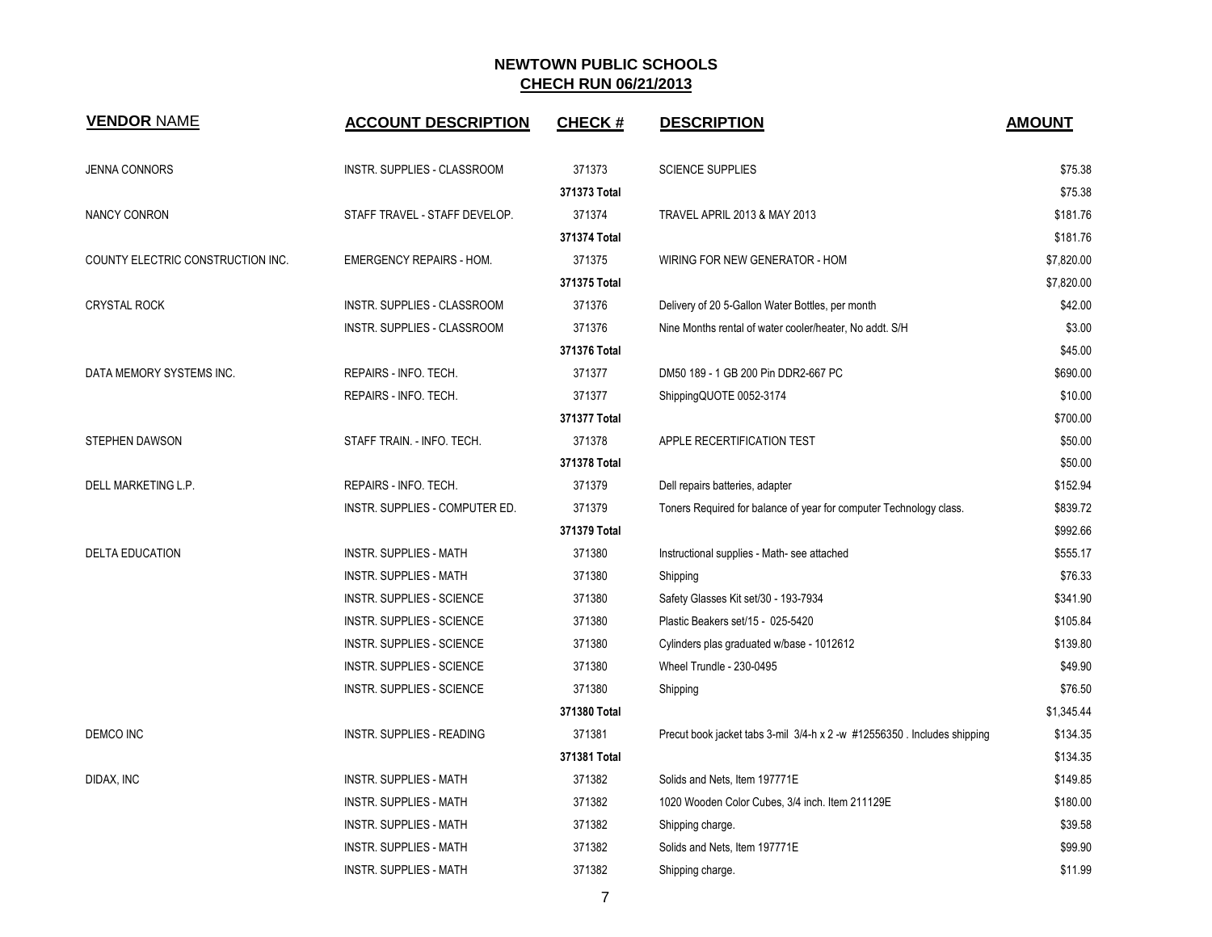## NEWTOWN PUBLIC SCHOOLS
## CHECH RUN 06/21/2013

| VENDOR NAME | ACCOUNT DESCRIPTION | CHECK # | DESCRIPTION | AMOUNT |
|---|---|---|---|---|
| JENNA CONNORS | INSTR. SUPPLIES - CLASSROOM | 371373 | SCIENCE SUPPLIES | $75.38 |
| | | 371373 Total | | $75.38 |
| NANCY CONRON | STAFF TRAVEL - STAFF DEVELOP. | 371374 | TRAVEL APRIL 2013 & MAY 2013 | $181.76 |
| | | 371374 Total | | $181.76 |
| COUNTY ELECTRIC CONSTRUCTION INC. | EMERGENCY REPAIRS - HOM. | 371375 | WIRING FOR NEW GENERATOR - HOM | $7,820.00 |
| | | 371375 Total | | $7,820.00 |
| CRYSTAL ROCK | INSTR. SUPPLIES - CLASSROOM | 371376 | Delivery of 20 5-Gallon Water Bottles, per month | $42.00 |
| | INSTR. SUPPLIES - CLASSROOM | 371376 | Nine Months rental of water cooler/heater, No addt. S/H | $3.00 |
| | | 371376 Total | | $45.00 |
| DATA MEMORY SYSTEMS INC. | REPAIRS - INFO. TECH. | 371377 | DM50 189 - 1 GB 200 Pin DDR2-667 PC | $690.00 |
| | REPAIRS - INFO. TECH. | 371377 | ShippingQUOTE 0052-3174 | $10.00 |
| | | 371377 Total | | $700.00 |
| STEPHEN DAWSON | STAFF TRAIN. - INFO. TECH. | 371378 | APPLE RECERTIFICATION TEST | $50.00 |
| | | 371378 Total | | $50.00 |
| DELL MARKETING L.P. | REPAIRS - INFO. TECH. | 371379 | Dell repairs batteries, adapter | $152.94 |
| | INSTR. SUPPLIES - COMPUTER ED. | 371379 | Toners Required for balance of year for computer Technology class. | $839.72 |
| | | 371379 Total | | $992.66 |
| DELTA EDUCATION | INSTR. SUPPLIES - MATH | 371380 | Instructional supplies - Math- see attached | $555.17 |
| | INSTR. SUPPLIES - MATH | 371380 | Shipping | $76.33 |
| | INSTR. SUPPLIES - SCIENCE | 371380 | Safety Glasses Kit set/30 - 193-7934 | $341.90 |
| | INSTR. SUPPLIES - SCIENCE | 371380 | Plastic Beakers set/15 - 025-5420 | $105.84 |
| | INSTR. SUPPLIES - SCIENCE | 371380 | Cylinders plas graduated w/base - 1012612 | $139.80 |
| | INSTR. SUPPLIES - SCIENCE | 371380 | Wheel Trundle - 230-0495 | $49.90 |
| | INSTR. SUPPLIES - SCIENCE | 371380 | Shipping | $76.50 |
| | | 371380 Total | | $1,345.44 |
| DEMCO INC | INSTR. SUPPLIES - READING | 371381 | Precut book jacket tabs 3-mil 3/4-h x 2 -w #12556350 . Includes shipping | $134.35 |
| | | 371381 Total | | $134.35 |
| DIDAX, INC | INSTR. SUPPLIES - MATH | 371382 | Solids and Nets, Item 197771E | $149.85 |
| | INSTR. SUPPLIES - MATH | 371382 | 1020 Wooden Color Cubes, 3/4 inch. Item 211129E | $180.00 |
| | INSTR. SUPPLIES - MATH | 371382 | Shipping charge. | $39.58 |
| | INSTR. SUPPLIES - MATH | 371382 | Solids and Nets, Item 197771E | $99.90 |
| | INSTR. SUPPLIES - MATH | 371382 | Shipping charge. | $11.99 |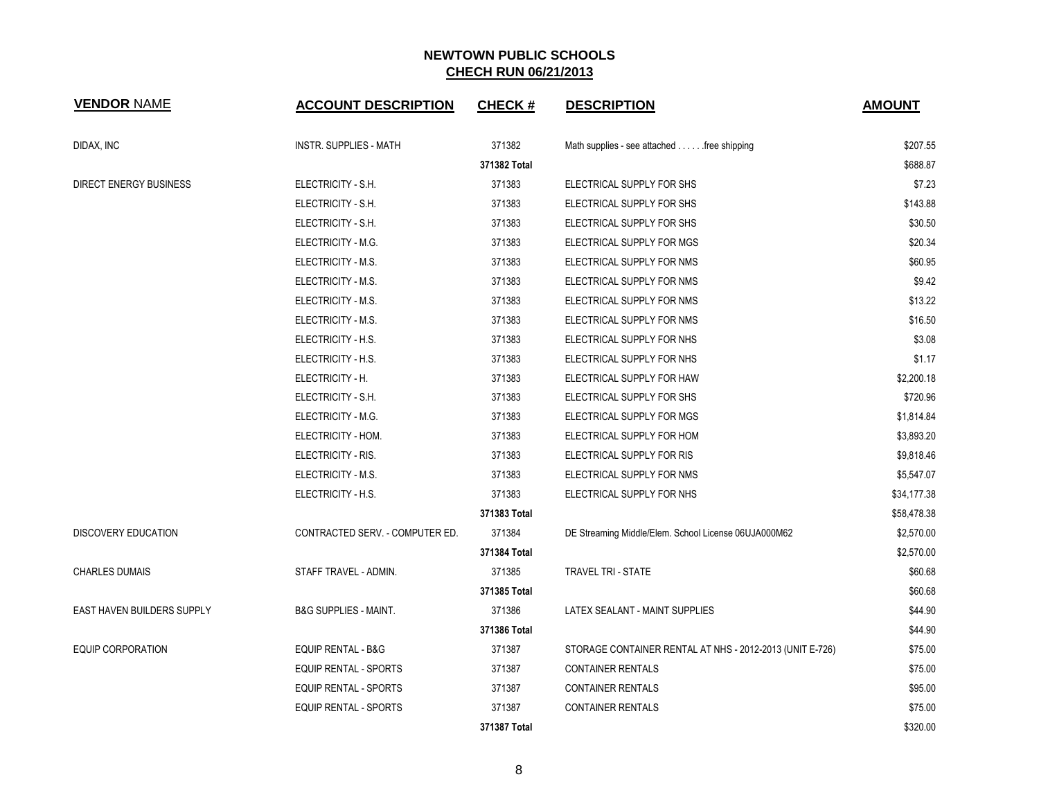**NEWTOWN PUBLIC SCHOOLS**
**CHECH RUN 06/21/2013**

| VENDOR NAME | ACCOUNT DESCRIPTION | CHECK # | DESCRIPTION | AMOUNT |
|---|---|---|---|---|
| DIDAX, INC | INSTR. SUPPLIES - MATH | 371382 | Math supplies - see attached . . . . . .free shipping | $207.55 |
| | | **371382 Total** | | $688.87 |
| DIRECT ENERGY BUSINESS | ELECTRICITY - S.H. | 371383 | ELECTRICAL SUPPLY FOR SHS | $7.23 |
| | ELECTRICITY - S.H. | 371383 | ELECTRICAL SUPPLY FOR SHS | $143.88 |
| | ELECTRICITY - S.H. | 371383 | ELECTRICAL SUPPLY FOR SHS | $30.50 |
| | ELECTRICITY - M.G. | 371383 | ELECTRICAL SUPPLY FOR MGS | $20.34 |
| | ELECTRICITY - M.S. | 371383 | ELECTRICAL SUPPLY FOR NMS | $60.95 |
| | ELECTRICITY - M.S. | 371383 | ELECTRICAL SUPPLY FOR NMS | $9.42 |
| | ELECTRICITY - M.S. | 371383 | ELECTRICAL SUPPLY FOR NMS | $13.22 |
| | ELECTRICITY - M.S. | 371383 | ELECTRICAL SUPPLY FOR NMS | $16.50 |
| | ELECTRICITY - H.S. | 371383 | ELECTRICAL SUPPLY FOR NHS | $3.08 |
| | ELECTRICITY - H.S. | 371383 | ELECTRICAL SUPPLY FOR NHS | $1.17 |
| | ELECTRICITY - H. | 371383 | ELECTRICAL SUPPLY FOR HAW | $2,200.18 |
| | ELECTRICITY - S.H. | 371383 | ELECTRICAL SUPPLY FOR SHS | $720.96 |
| | ELECTRICITY - M.G. | 371383 | ELECTRICAL SUPPLY FOR MGS | $1,814.84 |
| | ELECTRICITY - HOM. | 371383 | ELECTRICAL SUPPLY FOR HOM | $3,893.20 |
| | ELECTRICITY - RIS. | 371383 | ELECTRICAL SUPPLY FOR RIS | $9,818.46 |
| | ELECTRICITY - M.S. | 371383 | ELECTRICAL SUPPLY FOR NMS | $5,547.07 |
| | ELECTRICITY - H.S. | 371383 | ELECTRICAL SUPPLY FOR NHS | $34,177.38 |
| | | **371383 Total** | | $58,478.38 |
| DISCOVERY EDUCATION | CONTRACTED SERV. - COMPUTER ED. | 371384 | DE Streaming Middle/Elem. School License 06UJA000M62 | $2,570.00 |
| | | **371384 Total** | | $2,570.00 |
| CHARLES DUMAIS | STAFF TRAVEL - ADMIN. | 371385 | TRAVEL TRI - STATE | $60.68 |
| | | **371385 Total** | | $60.68 |
| EAST HAVEN BUILDERS SUPPLY | B&G SUPPLIES - MAINT. | 371386 | LATEX SEALANT - MAINT SUPPLIES | $44.90 |
| | | **371386 Total** | | $44.90 |
| EQUIP CORPORATION | EQUIP RENTAL - B&G | 371387 | STORAGE CONTAINER RENTAL AT NHS - 2012-2013 (UNIT E-726) | $75.00 |
| | EQUIP RENTAL - SPORTS | 371387 | CONTAINER RENTALS | $75.00 |
| | EQUIP RENTAL - SPORTS | 371387 | CONTAINER RENTALS | $95.00 |
| | EQUIP RENTAL - SPORTS | 371387 | CONTAINER RENTALS | $75.00 |
| | | **371387 Total** | | $320.00 |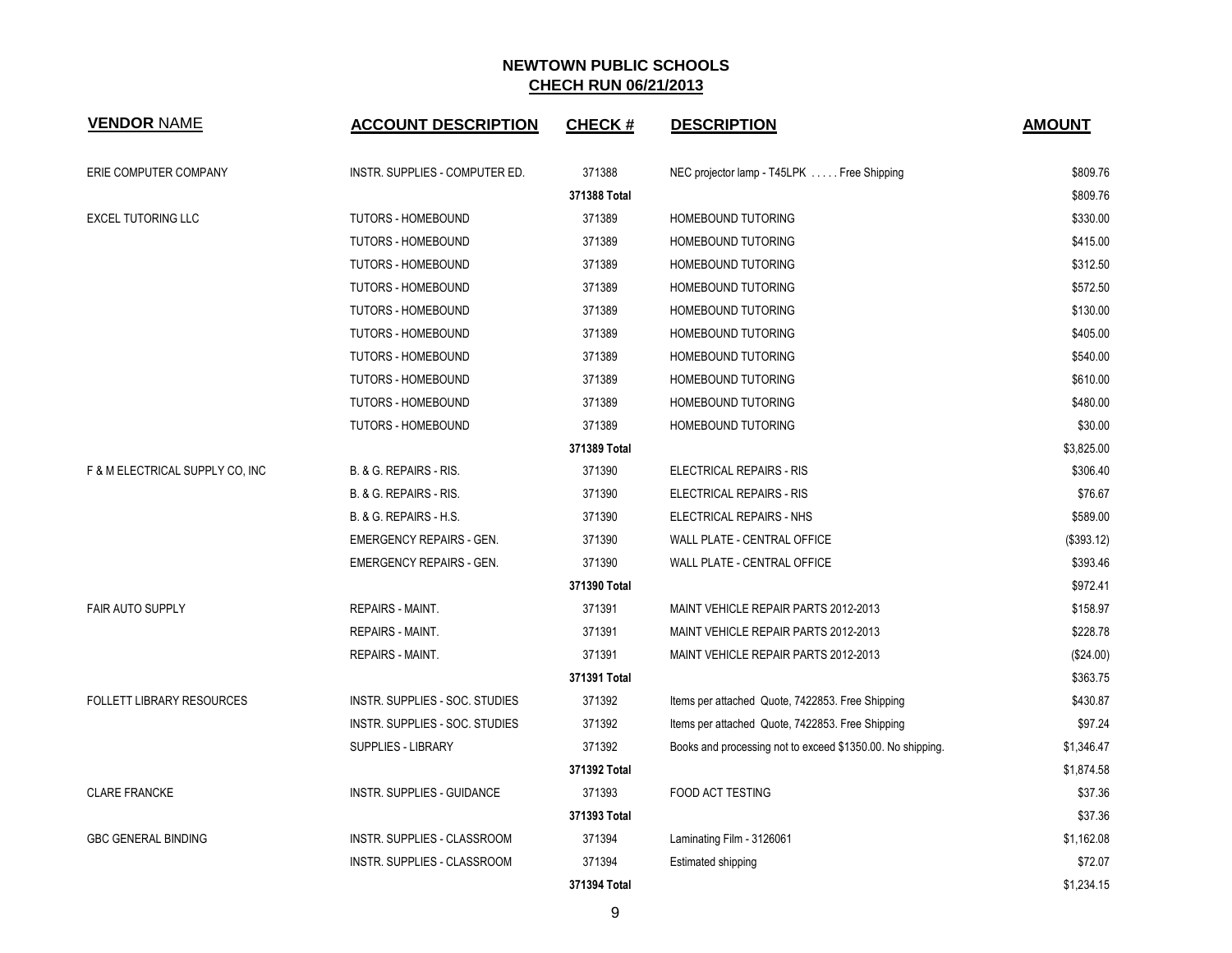**NEWTOWN PUBLIC SCHOOLS**
**CHECH RUN 06/21/2013**

| VENDOR NAME | ACCOUNT DESCRIPTION | CHECK # | DESCRIPTION | AMOUNT |
|---|---|---|---|---|
| ERIE COMPUTER COMPANY | INSTR. SUPPLIES - COMPUTER ED. | 371388 | NEC projector lamp - T45LPK . . . . . Free Shipping | $809.76 |
| | | **371388 Total** | | $809.76 |
| EXCEL TUTORING LLC | TUTORS - HOMEBOUND | 371389 | HOMEBOUND TUTORING | $330.00 |
| | TUTORS - HOMEBOUND | 371389 | HOMEBOUND TUTORING | $415.00 |
| | TUTORS - HOMEBOUND | 371389 | HOMEBOUND TUTORING | $312.50 |
| | TUTORS - HOMEBOUND | 371389 | HOMEBOUND TUTORING | $572.50 |
| | TUTORS - HOMEBOUND | 371389 | HOMEBOUND TUTORING | $130.00 |
| | TUTORS - HOMEBOUND | 371389 | HOMEBOUND TUTORING | $405.00 |
| | TUTORS - HOMEBOUND | 371389 | HOMEBOUND TUTORING | $540.00 |
| | TUTORS - HOMEBOUND | 371389 | HOMEBOUND TUTORING | $610.00 |
| | TUTORS - HOMEBOUND | 371389 | HOMEBOUND TUTORING | $480.00 |
| | TUTORS - HOMEBOUND | 371389 | HOMEBOUND TUTORING | $30.00 |
| | | **371389 Total** | | $3,825.00 |
| F & M ELECTRICAL SUPPLY CO, INC | B. & G. REPAIRS - RIS. | 371390 | ELECTRICAL REPAIRS - RIS | $306.40 |
| | B. & G. REPAIRS - RIS. | 371390 | ELECTRICAL REPAIRS - RIS | $76.67 |
| | B. & G. REPAIRS - H.S. | 371390 | ELECTRICAL REPAIRS - NHS | $589.00 |
| | EMERGENCY REPAIRS - GEN. | 371390 | WALL PLATE - CENTRAL OFFICE | ($393.12) |
| | EMERGENCY REPAIRS - GEN. | 371390 | WALL PLATE - CENTRAL OFFICE | $393.46 |
| | | **371390 Total** | | $972.41 |
| FAIR AUTO SUPPLY | REPAIRS - MAINT. | 371391 | MAINT VEHICLE REPAIR PARTS 2012-2013 | $158.97 |
| | REPAIRS - MAINT. | 371391 | MAINT VEHICLE REPAIR PARTS 2012-2013 | $228.78 |
| | REPAIRS - MAINT. | 371391 | MAINT VEHICLE REPAIR PARTS 2012-2013 | ($24.00) |
| | | **371391 Total** | | $363.75 |
| FOLLETT LIBRARY RESOURCES | INSTR. SUPPLIES - SOC. STUDIES | 371392 | Items per attached Quote, 7422853. Free Shipping | $430.87 |
| | INSTR. SUPPLIES - SOC. STUDIES | 371392 | Items per attached Quote, 7422853. Free Shipping | $97.24 |
| | SUPPLIES - LIBRARY | 371392 | Books and processing not to exceed $1350.00. No shipping. | $1,346.47 |
| | | **371392 Total** | | $1,874.58 |
| CLARE FRANCKE | INSTR. SUPPLIES - GUIDANCE | 371393 | FOOD ACT TESTING | $37.36 |
| | | **371393 Total** | | $37.36 |
| GBC GENERAL BINDING | INSTR. SUPPLIES - CLASSROOM | 371394 | Laminating Film - 3126061 | $1,162.08 |
| | INSTR. SUPPLIES - CLASSROOM | 371394 | Estimated shipping | $72.07 |
| | | **371394 Total** | | $1,234.15 |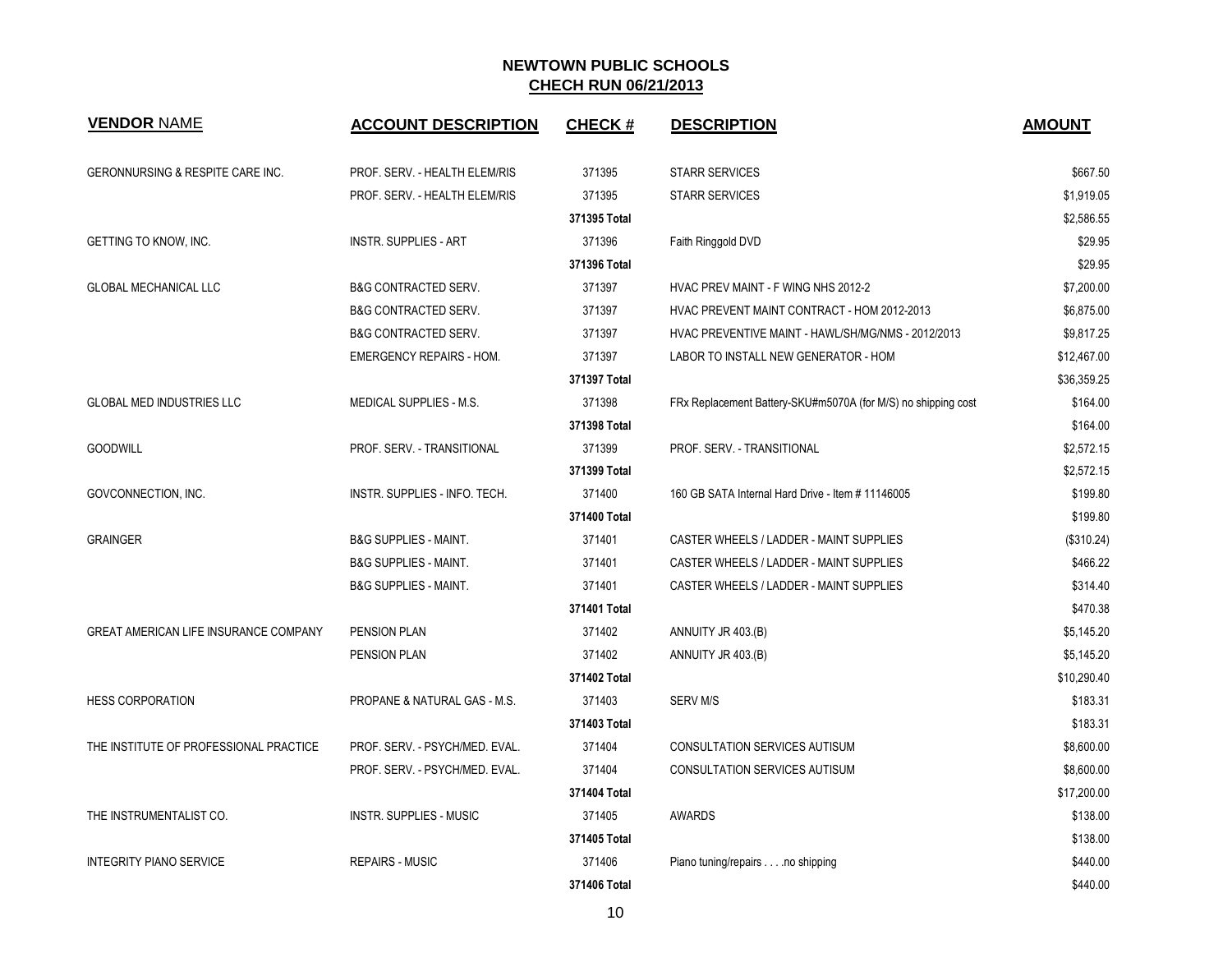# NEWTOWN PUBLIC SCHOOLS

## CHECH RUN 06/21/2013

| VENDOR NAME | ACCOUNT DESCRIPTION | CHECK # | DESCRIPTION | AMOUNT |
|---|---|---|---|---|
| GERONNURSING & RESPITE CARE INC. | PROF. SERV. - HEALTH ELEM/RIS | 371395 | STARR SERVICES | $667.50 |
| | PROF. SERV. - HEALTH ELEM/RIS | 371395 | STARR SERVICES | $1,919.05 |
| | | 371395 Total | | $2,586.55 |
| GETTING TO KNOW, INC. | INSTR. SUPPLIES - ART | 371396 | Faith Ringgold DVD | $29.95 |
| | | 371396 Total | | $29.95 |
| GLOBAL MECHANICAL LLC | B&G CONTRACTED SERV. | 371397 | HVAC PREV MAINT - F WING NHS 2012-2 | $7,200.00 |
| | B&G CONTRACTED SERV. | 371397 | HVAC PREVENT MAINT CONTRACT - HOM 2012-2013 | $6,875.00 |
| | B&G CONTRACTED SERV. | 371397 | HVAC PREVENTIVE MAINT - HAWL/SH/MG/NMS - 2012/2013 | $9,817.25 |
| | EMERGENCY REPAIRS - HOM. | 371397 | LABOR TO INSTALL NEW GENERATOR - HOM | $12,467.00 |
| | | 371397 Total | | $36,359.25 |
| GLOBAL MED INDUSTRIES LLC | MEDICAL SUPPLIES - M.S. | 371398 | FRx Replacement Battery-SKU#m5070A (for M/S) no shipping cost | $164.00 |
| | | 371398 Total | | $164.00 |
| GOODWILL | PROF. SERV. - TRANSITIONAL | 371399 | PROF. SERV. - TRANSITIONAL | $2,572.15 |
| | | 371399 Total | | $2,572.15 |
| GOVCONNECTION, INC. | INSTR. SUPPLIES - INFO. TECH. | 371400 | 160 GB SATA Internal Hard Drive - Item # 11146005 | $199.80 |
| | | 371400 Total | | $199.80 |
| GRAINGER | B&G SUPPLIES - MAINT. | 371401 | CASTER WHEELS / LADDER - MAINT SUPPLIES | ($310.24) |
| | B&G SUPPLIES - MAINT. | 371401 | CASTER WHEELS / LADDER - MAINT SUPPLIES | $466.22 |
| | B&G SUPPLIES - MAINT. | 371401 | CASTER WHEELS / LADDER - MAINT SUPPLIES | $314.40 |
| | | 371401 Total | | $470.38 |
| GREAT AMERICAN LIFE INSURANCE COMPANY | PENSION PLAN | 371402 | ANNUITY JR 403.(B) | $5,145.20 |
| | PENSION PLAN | 371402 | ANNUITY JR 403.(B) | $5,145.20 |
| | | 371402 Total | | $10,290.40 |
| HESS CORPORATION | PROPANE & NATURAL GAS - M.S. | 371403 | SERV M/S | $183.31 |
| | | 371403 Total | | $183.31 |
| THE INSTITUTE OF PROFESSIONAL PRACTICE | PROF. SERV. - PSYCH/MED. EVAL. | 371404 | CONSULTATION SERVICES AUTISUM | $8,600.00 |
| | PROF. SERV. - PSYCH/MED. EVAL. | 371404 | CONSULTATION SERVICES AUTISUM | $8,600.00 |
| | | 371404 Total | | $17,200.00 |
| THE INSTRUMENTALIST CO. | INSTR. SUPPLIES - MUSIC | 371405 | AWARDS | $138.00 |
| | | 371405 Total | | $138.00 |
| INTEGRITY PIANO SERVICE | REPAIRS - MUSIC | 371406 | Piano tuning/repairs . . . .no shipping | $440.00 |
| | | 371406 Total | | $440.00 |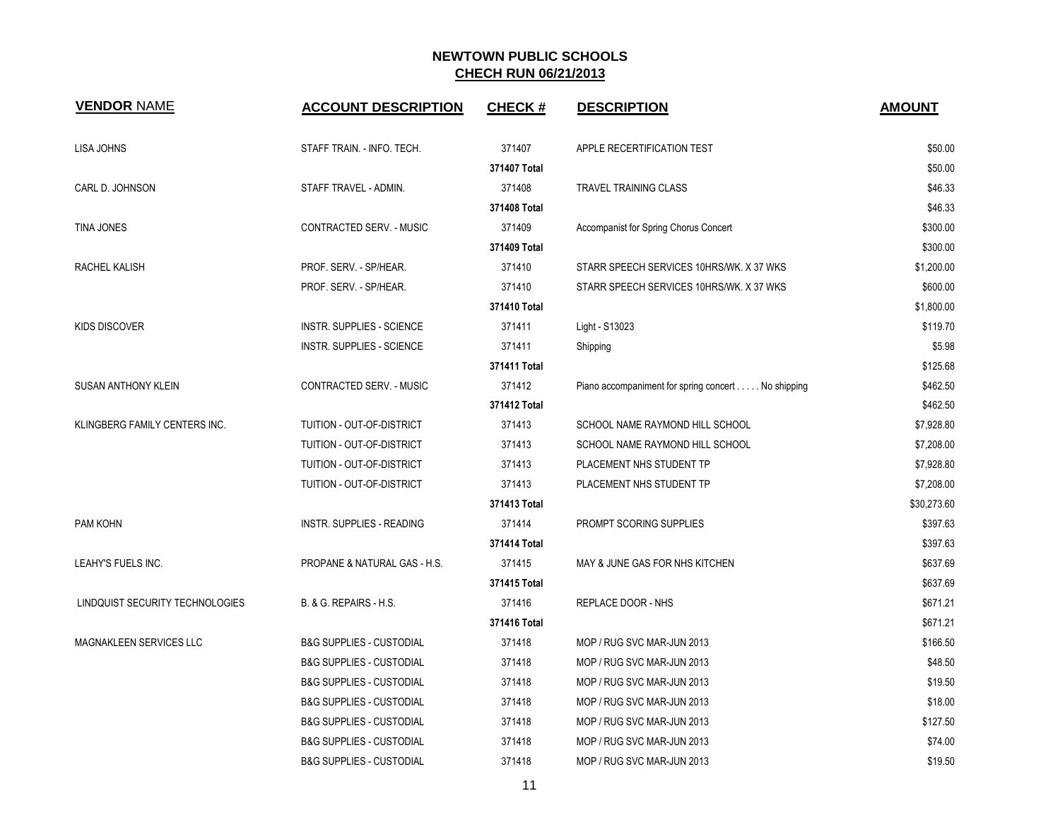# NEWTOWN PUBLIC SCHOOLS

## CHECH RUN 06/21/2013

| VENDOR NAME | ACCOUNT DESCRIPTION | CHECK # | DESCRIPTION | AMOUNT |
|---|---|---|---|---|
| LISA JOHNS | STAFF TRAIN. - INFO. TECH. | 371407 | APPLE RECERTIFICATION TEST | $50.00 |
| | | 371407 Total | | $50.00 |
| CARL D. JOHNSON | STAFF TRAVEL - ADMIN. | 371408 | TRAVEL TRAINING CLASS | $46.33 |
| | | 371408 Total | | $46.33 |
| TINA JONES | CONTRACTED SERV. - MUSIC | 371409 | Accompanist for Spring Chorus Concert | $300.00 |
| | | 371409 Total | | $300.00 |
| RACHEL KALISH | PROF. SERV. - SP/HEAR. | 371410 | STARR SPEECH SERVICES 10HRS/WK. X 37 WKS | $1,200.00 |
| | PROF. SERV. - SP/HEAR. | 371410 | STARR SPEECH SERVICES 10HRS/WK. X 37 WKS | $600.00 |
| | | 371410 Total | | $1,800.00 |
| KIDS DISCOVER | INSTR. SUPPLIES - SCIENCE | 371411 | Light - S13023 | $119.70 |
| | INSTR. SUPPLIES - SCIENCE | 371411 | Shipping | $5.98 |
| | | 371411 Total | | $125.68 |
| SUSAN ANTHONY KLEIN | CONTRACTED SERV. - MUSIC | 371412 | Piano accompaniment for spring concert . . . . . No shipping | $462.50 |
| | | 371412 Total | | $462.50 |
| KLINGBERG FAMILY CENTERS INC. | TUITION - OUT-OF-DISTRICT | 371413 | SCHOOL NAME RAYMOND HILL SCHOOL | $7,928.80 |
| | TUITION - OUT-OF-DISTRICT | 371413 | SCHOOL NAME RAYMOND HILL SCHOOL | $7,208.00 |
| | TUITION - OUT-OF-DISTRICT | 371413 | PLACEMENT NHS STUDENT TP | $7,928.80 |
| | TUITION - OUT-OF-DISTRICT | 371413 | PLACEMENT NHS STUDENT TP | $7,208.00 |
| | | 371413 Total | | $30,273.60 |
| PAM KOHN | INSTR. SUPPLIES - READING | 371414 | PROMPT SCORING SUPPLIES | $397.63 |
| | | 371414 Total | | $397.63 |
| LEAHY'S FUELS INC. | PROPANE & NATURAL GAS - H.S. | 371415 | MAY & JUNE GAS FOR NHS KITCHEN | $637.69 |
| | | 371415 Total | | $637.69 |
| LINDQUIST SECURITY TECHNOLOGIES | B. & G. REPAIRS - H.S. | 371416 | REPLACE DOOR - NHS | $671.21 |
| | | 371416 Total | | $671.21 |
| MAGNAKLEEN SERVICES LLC | B&G SUPPLIES - CUSTODIAL | 371418 | MOP / RUG SVC MAR-JUN 2013 | $166.50 |
| | B&G SUPPLIES - CUSTODIAL | 371418 | MOP / RUG SVC MAR-JUN 2013 | $48.50 |
| | B&G SUPPLIES - CUSTODIAL | 371418 | MOP / RUG SVC MAR-JUN 2013 | $19.50 |
| | B&G SUPPLIES - CUSTODIAL | 371418 | MOP / RUG SVC MAR-JUN 2013 | $18.00 |
| | B&G SUPPLIES - CUSTODIAL | 371418 | MOP / RUG SVC MAR-JUN 2013 | $127.50 |
| | B&G SUPPLIES - CUSTODIAL | 371418 | MOP / RUG SVC MAR-JUN 2013 | $74.00 |
| | B&G SUPPLIES - CUSTODIAL | 371418 | MOP / RUG SVC MAR-JUN 2013 | $19.50 |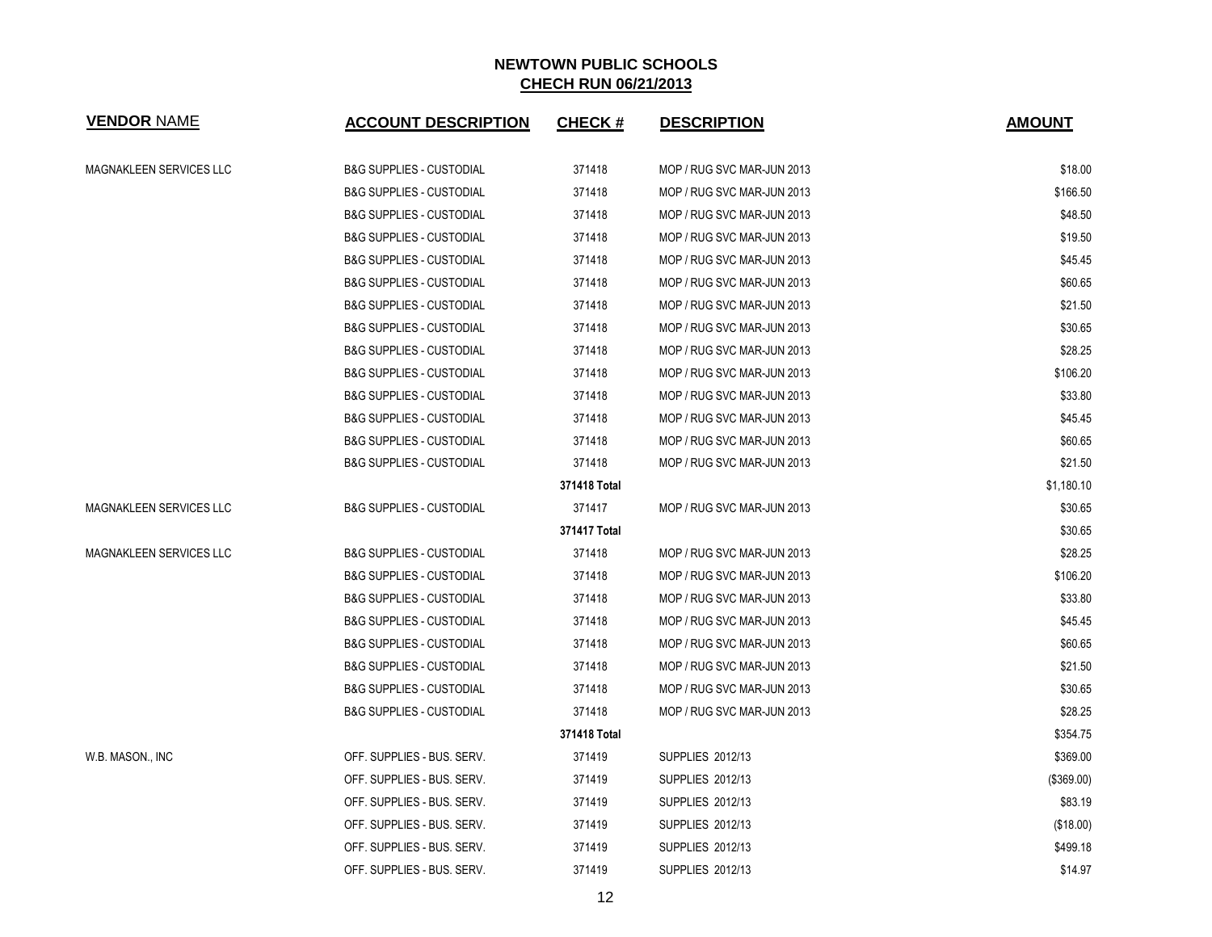**NEWTOWN PUBLIC SCHOOLS**

**CHECH RUN 06/21/2013**

| VENDOR NAME | ACCOUNT DESCRIPTION | CHECK # | DESCRIPTION | AMOUNT |
|---|---|---|---|---|
| MAGNAKLEEN SERVICES LLC | B&G SUPPLIES - CUSTODIAL | 371418 | MOP / RUG SVC MAR-JUN 2013 | $18.00 |
| | B&G SUPPLIES - CUSTODIAL | 371418 | MOP / RUG SVC MAR-JUN 2013 | $166.50 |
| | B&G SUPPLIES - CUSTODIAL | 371418 | MOP / RUG SVC MAR-JUN 2013 | $48.50 |
| | B&G SUPPLIES - CUSTODIAL | 371418 | MOP / RUG SVC MAR-JUN 2013 | $19.50 |
| | B&G SUPPLIES - CUSTODIAL | 371418 | MOP / RUG SVC MAR-JUN 2013 | $45.45 |
| | B&G SUPPLIES - CUSTODIAL | 371418 | MOP / RUG SVC MAR-JUN 2013 | $60.65 |
| | B&G SUPPLIES - CUSTODIAL | 371418 | MOP / RUG SVC MAR-JUN 2013 | $21.50 |
| | B&G SUPPLIES - CUSTODIAL | 371418 | MOP / RUG SVC MAR-JUN 2013 | $30.65 |
| | B&G SUPPLIES - CUSTODIAL | 371418 | MOP / RUG SVC MAR-JUN 2013 | $28.25 |
| | B&G SUPPLIES - CUSTODIAL | 371418 | MOP / RUG SVC MAR-JUN 2013 | $106.20 |
| | B&G SUPPLIES - CUSTODIAL | 371418 | MOP / RUG SVC MAR-JUN 2013 | $33.80 |
| | B&G SUPPLIES - CUSTODIAL | 371418 | MOP / RUG SVC MAR-JUN 2013 | $45.45 |
| | B&G SUPPLIES - CUSTODIAL | 371418 | MOP / RUG SVC MAR-JUN 2013 | $60.65 |
| | B&G SUPPLIES - CUSTODIAL | 371418 | MOP / RUG SVC MAR-JUN 2013 | $21.50 |
| | | **371418 Total** | | $1,180.10 |
| MAGNAKLEEN SERVICES LLC | B&G SUPPLIES - CUSTODIAL | 371417 | MOP / RUG SVC MAR-JUN 2013 | $30.65 |
| | | **371417 Total** | | $30.65 |
| MAGNAKLEEN SERVICES LLC | B&G SUPPLIES - CUSTODIAL | 371418 | MOP / RUG SVC MAR-JUN 2013 | $28.25 |
| | B&G SUPPLIES - CUSTODIAL | 371418 | MOP / RUG SVC MAR-JUN 2013 | $106.20 |
| | B&G SUPPLIES - CUSTODIAL | 371418 | MOP / RUG SVC MAR-JUN 2013 | $33.80 |
| | B&G SUPPLIES - CUSTODIAL | 371418 | MOP / RUG SVC MAR-JUN 2013 | $45.45 |
| | B&G SUPPLIES - CUSTODIAL | 371418 | MOP / RUG SVC MAR-JUN 2013 | $60.65 |
| | B&G SUPPLIES - CUSTODIAL | 371418 | MOP / RUG SVC MAR-JUN 2013 | $21.50 |
| | B&G SUPPLIES - CUSTODIAL | 371418 | MOP / RUG SVC MAR-JUN 2013 | $30.65 |
| | B&G SUPPLIES - CUSTODIAL | 371418 | MOP / RUG SVC MAR-JUN 2013 | $28.25 |
| | | **371418 Total** | | $354.75 |
| W.B. MASON., INC | OFF. SUPPLIES - BUS. SERV. | 371419 | SUPPLIES 2012/13 | $369.00 |
| | OFF. SUPPLIES - BUS. SERV. | 371419 | SUPPLIES 2012/13 | ($369.00) |
| | OFF. SUPPLIES - BUS. SERV. | 371419 | SUPPLIES 2012/13 | $83.19 |
| | OFF. SUPPLIES - BUS. SERV. | 371419 | SUPPLIES 2012/13 | ($18.00) |
| | OFF. SUPPLIES - BUS. SERV. | 371419 | SUPPLIES 2012/13 | $499.18 |
| | OFF. SUPPLIES - BUS. SERV. | 371419 | SUPPLIES 2012/13 | $14.97 |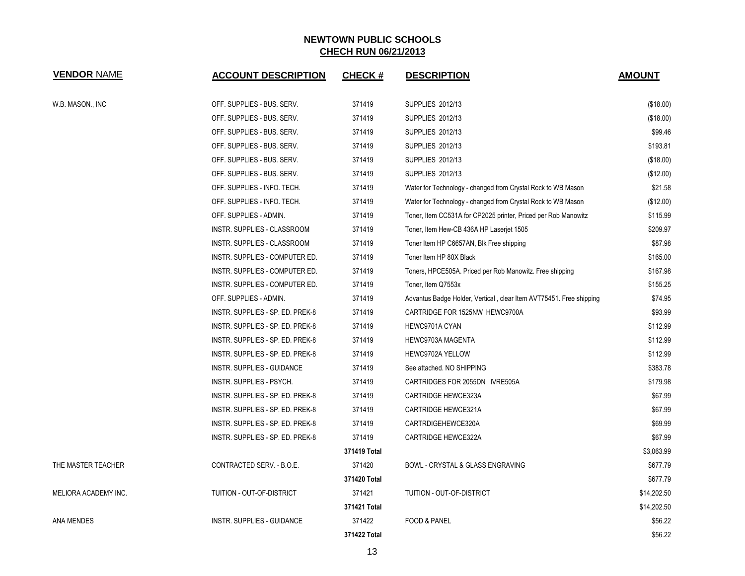# NEWTOWN PUBLIC SCHOOLS

## CHECH RUN 06/21/2013

| VENDOR NAME | ACCOUNT DESCRIPTION | CHECK # | DESCRIPTION | AMOUNT |
|---|---|---|---|---|
| W.B. MASON., INC | OFF. SUPPLIES - BUS. SERV. | 371419 | SUPPLIES 2012/13 | ($18.00) |
| | OFF. SUPPLIES - BUS. SERV. | 371419 | SUPPLIES 2012/13 | ($18.00) |
| | OFF. SUPPLIES - BUS. SERV. | 371419 | SUPPLIES 2012/13 | $99.46 |
| | OFF. SUPPLIES - BUS. SERV. | 371419 | SUPPLIES 2012/13 | $193.81 |
| | OFF. SUPPLIES - BUS. SERV. | 371419 | SUPPLIES 2012/13 | ($18.00) |
| | OFF. SUPPLIES - BUS. SERV. | 371419 | SUPPLIES 2012/13 | ($12.00) |
| | OFF. SUPPLIES - INFO. TECH. | 371419 | Water for Technology - changed from Crystal Rock to WB Mason | $21.58 |
| | OFF. SUPPLIES - INFO. TECH. | 371419 | Water for Technology - changed from Crystal Rock to WB Mason | ($12.00) |
| | OFF. SUPPLIES - ADMIN. | 371419 | Toner, Item CC531A for CP2025 printer, Priced per Rob Manowitz | $115.99 |
| | INSTR. SUPPLIES - CLASSROOM | 371419 | Toner, Item Hew-CB 436A HP Laserjet 1505 | $209.97 |
| | INSTR. SUPPLIES - CLASSROOM | 371419 | Toner Item HP C6657AN, Blk Free shipping | $87.98 |
| | INSTR. SUPPLIES - COMPUTER ED. | 371419 | Toner Item HP 80X Black | $165.00 |
| | INSTR. SUPPLIES - COMPUTER ED. | 371419 | Toners, HPCE505A. Priced per Rob Manowitz. Free shipping | $167.98 |
| | INSTR. SUPPLIES - COMPUTER ED. | 371419 | Toner, Item Q7553x | $155.25 |
| | OFF. SUPPLIES - ADMIN. | 371419 | Advantus Badge Holder, Vertical , clear Item AVT75451. Free shipping | $74.95 |
| | INSTR. SUPPLIES - SP. ED. PREK-8 | 371419 | CARTRIDGE FOR 1525NW HEWC9700A | $93.99 |
| | INSTR. SUPPLIES - SP. ED. PREK-8 | 371419 | HEWC9701A CYAN | $112.99 |
| | INSTR. SUPPLIES - SP. ED. PREK-8 | 371419 | HEWC9703A MAGENTA | $112.99 |
| | INSTR. SUPPLIES - SP. ED. PREK-8 | 371419 | HEWC9702A YELLOW | $112.99 |
| | INSTR. SUPPLIES - GUIDANCE | 371419 | See attached. NO SHIPPING | $383.78 |
| | INSTR. SUPPLIES - PSYCH. | 371419 | CARTRIDGES FOR 2055DN IVRE505A | $179.98 |
| | INSTR. SUPPLIES - SP. ED. PREK-8 | 371419 | CARTRIDGE HEWCE323A | $67.99 |
| | INSTR. SUPPLIES - SP. ED. PREK-8 | 371419 | CARTRIDGE HEWCE321A | $67.99 |
| | INSTR. SUPPLIES - SP. ED. PREK-8 | 371419 | CARTRDIGEHEWCE320A | $69.99 |
| | INSTR. SUPPLIES - SP. ED. PREK-8 | 371419 | CARTRIDGE HEWCE322A | $67.99 |
| | | **371419 Total** | | $3,063.99 |
| THE MASTER TEACHER | CONTRACTED SERV. - B.O.E. | 371420 | BOWL - CRYSTAL & GLASS ENGRAVING | $677.79 |
| | | **371420 Total** | | $677.79 |
| MELIORA ACADEMY INC. | TUITION - OUT-OF-DISTRICT | 371421 | TUITION - OUT-OF-DISTRICT | $14,202.50 |
| | | **371421 Total** | | $14,202.50 |
| ANA MENDES | INSTR. SUPPLIES - GUIDANCE | 371422 | FOOD & PANEL | $56.22 |
| | | **371422 Total** | | $56.22 |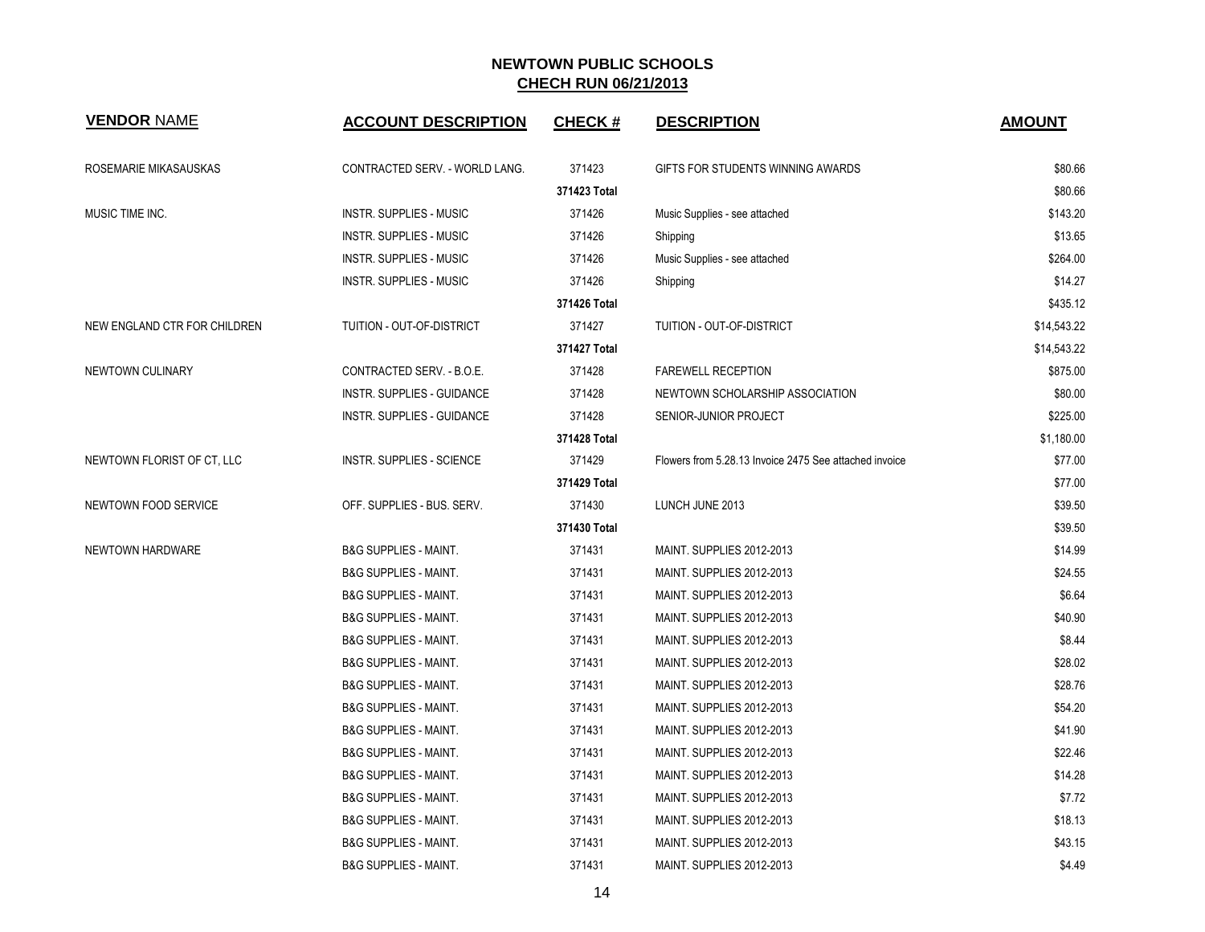# NEWTOWN PUBLIC SCHOOLS

## CHECH RUN 06/21/2013

| VENDOR NAME | ACCOUNT DESCRIPTION | CHECK # | DESCRIPTION | AMOUNT |
|---|---|---|---|---|
| ROSEMARIE MIKASAUSKAS | CONTRACTED SERV. - WORLD LANG. | 371423 | GIFTS FOR STUDENTS WINNING AWARDS | $80.66 |
| | | **371423 Total** | | $80.66 |
| MUSIC TIME INC. | INSTR. SUPPLIES - MUSIC | 371426 | Music Supplies - see attached | $143.20 |
| | INSTR. SUPPLIES - MUSIC | 371426 | Shipping | $13.65 |
| | INSTR. SUPPLIES - MUSIC | 371426 | Music Supplies - see attached | $264.00 |
| | INSTR. SUPPLIES - MUSIC | 371426 | Shipping | $14.27 |
| | | **371426 Total** | | $435.12 |
| NEW ENGLAND CTR FOR CHILDREN | TUITION - OUT-OF-DISTRICT | 371427 | TUITION - OUT-OF-DISTRICT | $14,543.22 |
| | | **371427 Total** | | $14,543.22 |
| NEWTOWN CULINARY | CONTRACTED SERV. - B.O.E. | 371428 | FAREWELL RECEPTION | $875.00 |
| | INSTR. SUPPLIES - GUIDANCE | 371428 | NEWTOWN SCHOLARSHIP ASSOCIATION | $80.00 |
| | INSTR. SUPPLIES - GUIDANCE | 371428 | SENIOR-JUNIOR PROJECT | $225.00 |
| | | **371428 Total** | | $1,180.00 |
| NEWTOWN FLORIST OF CT, LLC | INSTR. SUPPLIES - SCIENCE | 371429 | Flowers from 5.28.13 Invoice 2475 See attached invoice | $77.00 |
| | | **371429 Total** | | $77.00 |
| NEWTOWN FOOD SERVICE | OFF. SUPPLIES - BUS. SERV. | 371430 | LUNCH JUNE 2013 | $39.50 |
| | | **371430 Total** | | $39.50 |
| NEWTOWN HARDWARE | B&G SUPPLIES - MAINT. | 371431 | MAINT. SUPPLIES 2012-2013 | $14.99 |
| | B&G SUPPLIES - MAINT. | 371431 | MAINT. SUPPLIES 2012-2013 | $24.55 |
| | B&G SUPPLIES - MAINT. | 371431 | MAINT. SUPPLIES 2012-2013 | $6.64 |
| | B&G SUPPLIES - MAINT. | 371431 | MAINT. SUPPLIES 2012-2013 | $40.90 |
| | B&G SUPPLIES - MAINT. | 371431 | MAINT. SUPPLIES 2012-2013 | $8.44 |
| | B&G SUPPLIES - MAINT. | 371431 | MAINT. SUPPLIES 2012-2013 | $28.02 |
| | B&G SUPPLIES - MAINT. | 371431 | MAINT. SUPPLIES 2012-2013 | $28.76 |
| | B&G SUPPLIES - MAINT. | 371431 | MAINT. SUPPLIES 2012-2013 | $54.20 |
| | B&G SUPPLIES - MAINT. | 371431 | MAINT. SUPPLIES 2012-2013 | $41.90 |
| | B&G SUPPLIES - MAINT. | 371431 | MAINT. SUPPLIES 2012-2013 | $22.46 |
| | B&G SUPPLIES - MAINT. | 371431 | MAINT. SUPPLIES 2012-2013 | $14.28 |
| | B&G SUPPLIES - MAINT. | 371431 | MAINT. SUPPLIES 2012-2013 | $7.72 |
| | B&G SUPPLIES - MAINT. | 371431 | MAINT. SUPPLIES 2012-2013 | $18.13 |
| | B&G SUPPLIES - MAINT. | 371431 | MAINT. SUPPLIES 2012-2013 | $43.15 |
| | B&G SUPPLIES - MAINT. | 371431 | MAINT. SUPPLIES 2012-2013 | $4.49 |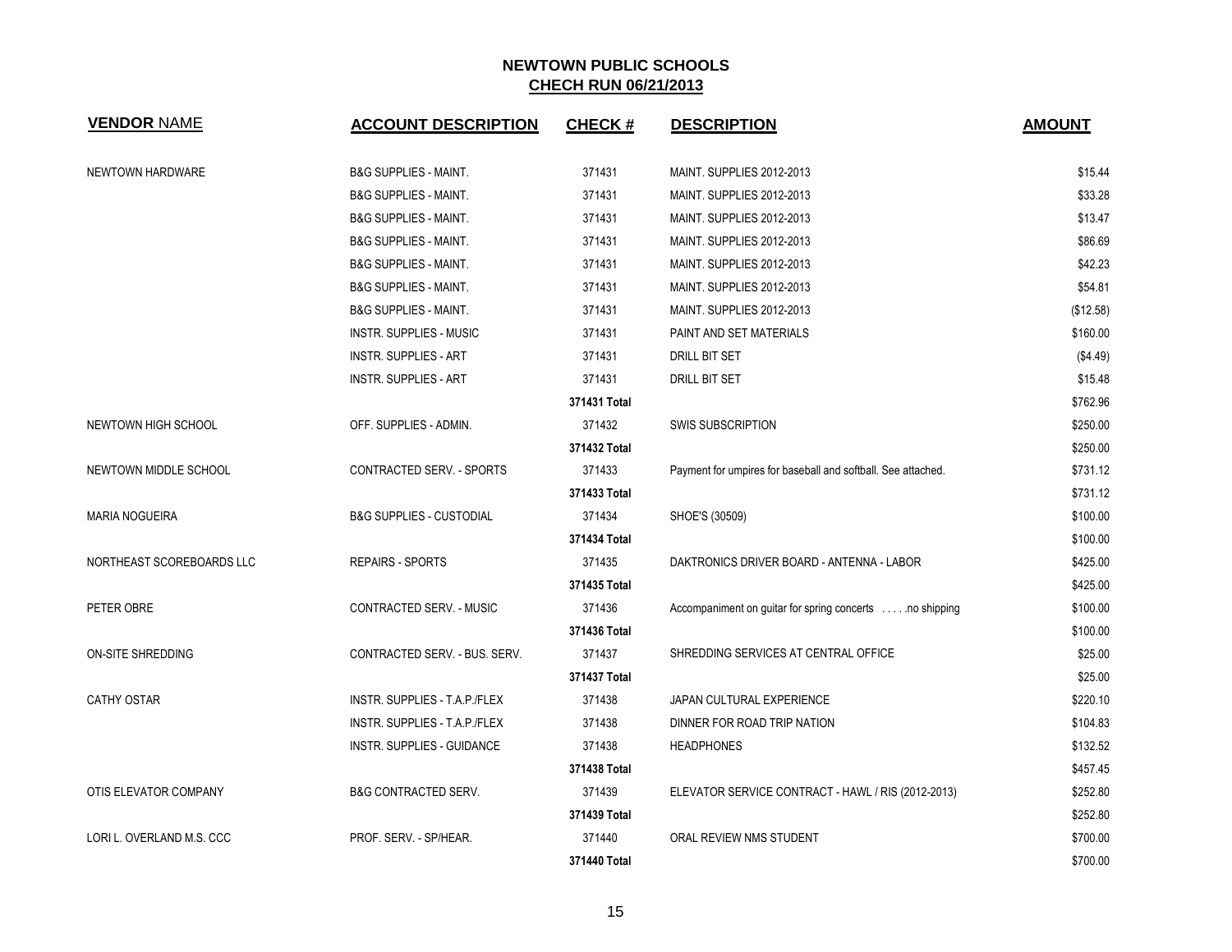# NEWTOWN PUBLIC SCHOOLS

## CHECH RUN 06/21/2013

| VENDOR NAME | ACCOUNT DESCRIPTION | CHECK # | DESCRIPTION | AMOUNT |
|---|---|---|---|---|
| NEWTOWN HARDWARE | B&G SUPPLIES - MAINT. | 371431 | MAINT. SUPPLIES 2012-2013 | $15.44 |
| | B&G SUPPLIES - MAINT. | 371431 | MAINT. SUPPLIES 2012-2013 | $33.28 |
| | B&G SUPPLIES - MAINT. | 371431 | MAINT. SUPPLIES 2012-2013 | $13.47 |
| | B&G SUPPLIES - MAINT. | 371431 | MAINT. SUPPLIES 2012-2013 | $86.69 |
| | B&G SUPPLIES - MAINT. | 371431 | MAINT. SUPPLIES 2012-2013 | $42.23 |
| | B&G SUPPLIES - MAINT. | 371431 | MAINT. SUPPLIES 2012-2013 | $54.81 |
| | B&G SUPPLIES - MAINT. | 371431 | MAINT. SUPPLIES 2012-2013 | ($12.58) |
| | INSTR. SUPPLIES - MUSIC | 371431 | PAINT AND SET MATERIALS | $160.00 |
| | INSTR. SUPPLIES - ART | 371431 | DRILL BIT SET | ($4.49) |
| | INSTR. SUPPLIES - ART | 371431 | DRILL BIT SET | $15.48 |
| | | **371431 Total** | | $762.96 |
| NEWTOWN HIGH SCHOOL | OFF. SUPPLIES - ADMIN. | 371432 | SWIS SUBSCRIPTION | $250.00 |
| | | **371432 Total** | | $250.00 |
| NEWTOWN MIDDLE SCHOOL | CONTRACTED SERV. - SPORTS | 371433 | Payment for umpires for baseball and softball. See attached. | $731.12 |
| | | **371433 Total** | | $731.12 |
| MARIA NOGUEIRA | B&G SUPPLIES - CUSTODIAL | 371434 | SHOE'S (30509) | $100.00 |
| | | **371434 Total** | | $100.00 |
| NORTHEAST SCOREBOARDS LLC | REPAIRS - SPORTS | 371435 | DAKTRONICS DRIVER BOARD - ANTENNA - LABOR | $425.00 |
| | | **371435 Total** | | $425.00 |
| PETER OBRE | CONTRACTED SERV. - MUSIC | 371436 | Accompaniment on guitar for spring concerts . . . . .no shipping | $100.00 |
| | | **371436 Total** | | $100.00 |
| ON-SITE SHREDDING | CONTRACTED SERV. - BUS. SERV. | 371437 | SHREDDING SERVICES AT CENTRAL OFFICE | $25.00 |
| | | **371437 Total** | | $25.00 |
| CATHY OSTAR | INSTR. SUPPLIES - T.A.P./FLEX | 371438 | JAPAN CULTURAL EXPERIENCE | $220.10 |
| | INSTR. SUPPLIES - T.A.P./FLEX | 371438 | DINNER FOR ROAD TRIP NATION | $104.83 |
| | INSTR. SUPPLIES - GUIDANCE | 371438 | HEADPHONES | $132.52 |
| | | **371438 Total** | | $457.45 |
| OTIS ELEVATOR COMPANY | B&G CONTRACTED SERV. | 371439 | ELEVATOR SERVICE CONTRACT - HAWL / RIS (2012-2013) | $252.80 |
| | | **371439 Total** | | $252.80 |
| LORI L. OVERLAND M.S. CCC | PROF. SERV. - SP/HEAR. | 371440 | ORAL REVIEW NMS STUDENT | $700.00 |
| | | **371440 Total** | | $700.00 |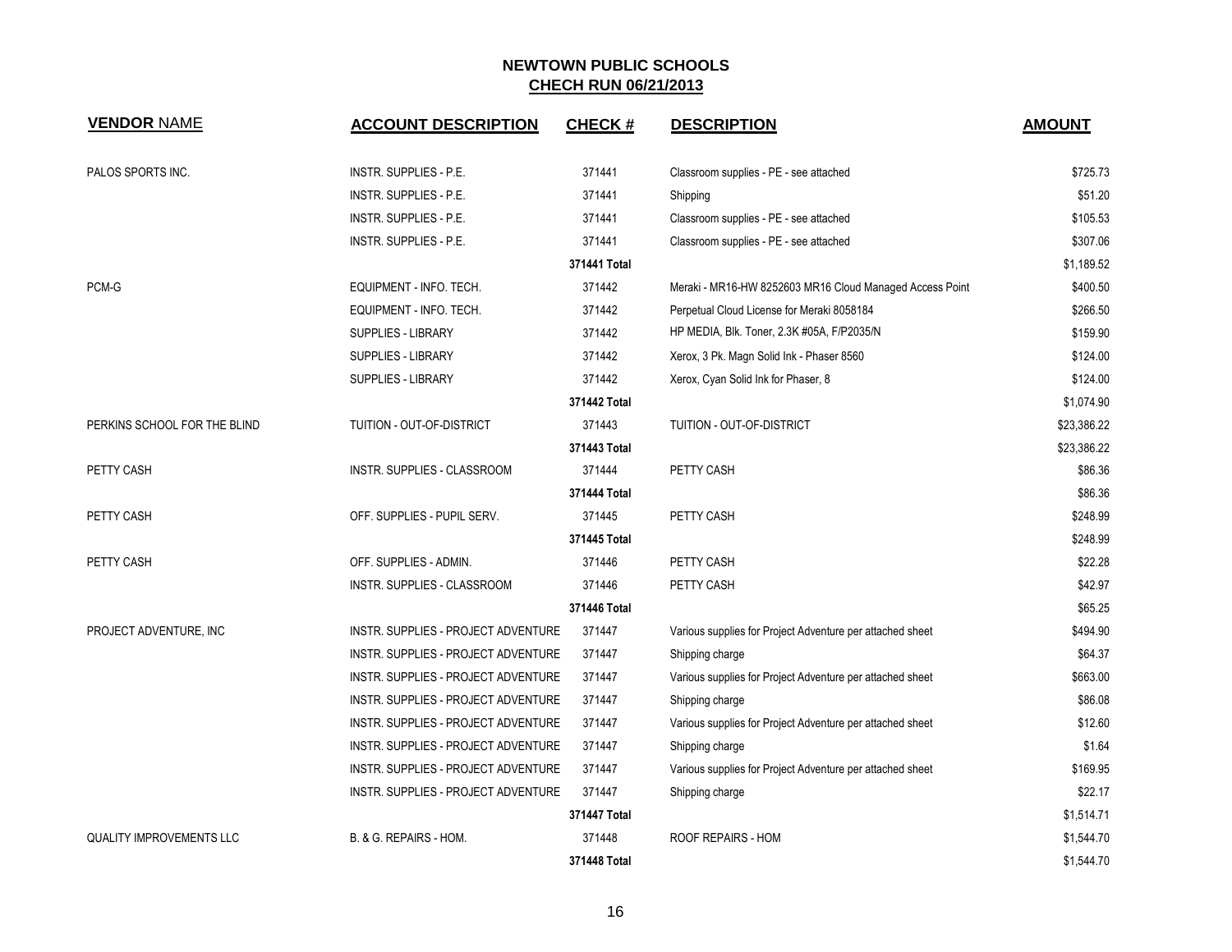# NEWTOWN PUBLIC SCHOOLS

## CHECH RUN 06/21/2013

| VENDOR NAME | ACCOUNT DESCRIPTION | CHECK # | DESCRIPTION | AMOUNT |
|---|---|---|---|---|
| PALOS SPORTS INC. | INSTR. SUPPLIES - P.E. | 371441 | Classroom supplies - PE - see attached | $725.73 |
| | INSTR. SUPPLIES - P.E. | 371441 | Shipping | $51.20 |
| | INSTR. SUPPLIES - P.E. | 371441 | Classroom supplies - PE - see attached | $105.53 |
| | INSTR. SUPPLIES - P.E. | 371441 | Classroom supplies - PE - see attached | $307.06 |
| | | 371441 Total | | $1,189.52 |
| PCM-G | EQUIPMENT - INFO. TECH. | 371442 | Meraki - MR16-HW 8252603 MR16 Cloud Managed Access Point | $400.50 |
| | EQUIPMENT - INFO. TECH. | 371442 | Perpetual Cloud License for Meraki 8058184 | $266.50 |
| | SUPPLIES - LIBRARY | 371442 | HP MEDIA, Blk. Toner, 2.3K #05A, F/P2035/N | $159.90 |
| | SUPPLIES - LIBRARY | 371442 | Xerox, 3 Pk. Magn Solid Ink - Phaser 8560 | $124.00 |
| | SUPPLIES - LIBRARY | 371442 | Xerox, Cyan Solid Ink for Phaser, 8 | $124.00 |
| | | 371442 Total | | $1,074.90 |
| PERKINS SCHOOL FOR THE BLIND | TUITION - OUT-OF-DISTRICT | 371443 | TUITION - OUT-OF-DISTRICT | $23,386.22 |
| | | 371443 Total | | $23,386.22 |
| PETTY CASH | INSTR. SUPPLIES - CLASSROOM | 371444 | PETTY CASH | $86.36 |
| | | 371444 Total | | $86.36 |
| PETTY CASH | OFF. SUPPLIES - PUPIL SERV. | 371445 | PETTY CASH | $248.99 |
| | | 371445 Total | | $248.99 |
| PETTY CASH | OFF. SUPPLIES - ADMIN. | 371446 | PETTY CASH | $22.28 |
| | INSTR. SUPPLIES - CLASSROOM | 371446 | PETTY CASH | $42.97 |
| | | 371446 Total | | $65.25 |
| PROJECT ADVENTURE, INC | INSTR. SUPPLIES - PROJECT ADVENTURE | 371447 | Various supplies for Project Adventure per attached sheet | $494.90 |
| | INSTR. SUPPLIES - PROJECT ADVENTURE | 371447 | Shipping charge | $64.37 |
| | INSTR. SUPPLIES - PROJECT ADVENTURE | 371447 | Various supplies for Project Adventure per attached sheet | $663.00 |
| | INSTR. SUPPLIES - PROJECT ADVENTURE | 371447 | Shipping charge | $86.08 |
| | INSTR. SUPPLIES - PROJECT ADVENTURE | 371447 | Various supplies for Project Adventure per attached sheet | $12.60 |
| | INSTR. SUPPLIES - PROJECT ADVENTURE | 371447 | Shipping charge | $1.64 |
| | INSTR. SUPPLIES - PROJECT ADVENTURE | 371447 | Various supplies for Project Adventure per attached sheet | $169.95 |
| | INSTR. SUPPLIES - PROJECT ADVENTURE | 371447 | Shipping charge | $22.17 |
| | | 371447 Total | | $1,514.71 |
| QUALITY IMPROVEMENTS LLC | B. & G. REPAIRS - HOM. | 371448 | ROOF REPAIRS - HOM | $1,544.70 |
| | | 371448 Total | | $1,544.70 |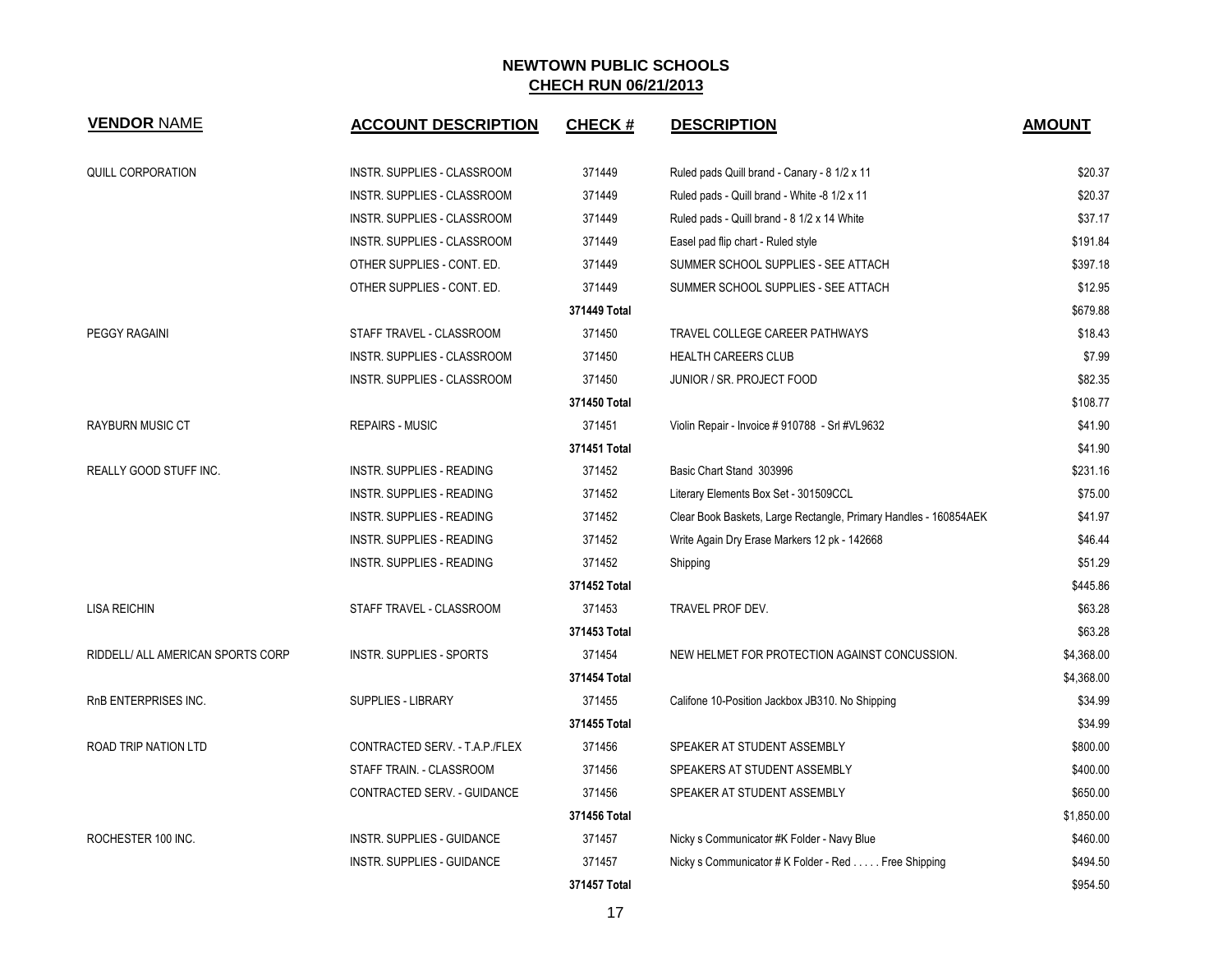# NEWTOWN PUBLIC SCHOOLS

## CHECH RUN 06/21/2013

| VENDOR NAME | ACCOUNT DESCRIPTION | CHECK # | DESCRIPTION | AMOUNT |
|---|---|---|---|---|
| QUILL CORPORATION | INSTR. SUPPLIES - CLASSROOM | 371449 | Ruled pads Quill brand - Canary - 8 1/2 x 11 | $20.37 |
| | INSTR. SUPPLIES - CLASSROOM | 371449 | Ruled pads - Quill brand - White -8 1/2 x 11 | $20.37 |
| | INSTR. SUPPLIES - CLASSROOM | 371449 | Ruled pads - Quill brand - 8 1/2 x 14 White | $37.17 |
| | INSTR. SUPPLIES - CLASSROOM | 371449 | Easel pad flip chart - Ruled style | $191.84 |
| | OTHER SUPPLIES - CONT. ED. | 371449 | SUMMER SCHOOL SUPPLIES - SEE ATTACH | $397.18 |
| | OTHER SUPPLIES - CONT. ED. | 371449 | SUMMER SCHOOL SUPPLIES - SEE ATTACH | $12.95 |
| | | **371449 Total** | | $679.88 |
| PEGGY RAGAINI | STAFF TRAVEL - CLASSROOM | 371450 | TRAVEL COLLEGE CAREER PATHWAYS | $18.43 |
| | INSTR. SUPPLIES - CLASSROOM | 371450 | HEALTH CAREERS CLUB | $7.99 |
| | INSTR. SUPPLIES - CLASSROOM | 371450 | JUNIOR / SR. PROJECT FOOD | $82.35 |
| | | **371450 Total** | | $108.77 |
| RAYBURN MUSIC CT | REPAIRS - MUSIC | 371451 | Violin Repair - Invoice # 910788 - Srl #VL9632 | $41.90 |
| | | **371451 Total** | | $41.90 |
| REALLY GOOD STUFF INC. | INSTR. SUPPLIES - READING | 371452 | Basic Chart Stand 303996 | $231.16 |
| | INSTR. SUPPLIES - READING | 371452 | Literary Elements Box Set - 301509CCL | $75.00 |
| | INSTR. SUPPLIES - READING | 371452 | Clear Book Baskets, Large Rectangle, Primary Handles - 160854AEK | $41.97 |
| | INSTR. SUPPLIES - READING | 371452 | Write Again Dry Erase Markers 12 pk - 142668 | $46.44 |
| | INSTR. SUPPLIES - READING | 371452 | Shipping | $51.29 |
| | | **371452 Total** | | $445.86 |
| LISA REICHIN | STAFF TRAVEL - CLASSROOM | 371453 | TRAVEL PROF DEV. | $63.28 |
| | | **371453 Total** | | $63.28 |
| RIDDELL/ ALL AMERICAN SPORTS CORP | INSTR. SUPPLIES - SPORTS | 371454 | NEW HELMET FOR PROTECTION AGAINST CONCUSSION. | $4,368.00 |
| | | **371454 Total** | | $4,368.00 |
| RnB ENTERPRISES INC. | SUPPLIES - LIBRARY | 371455 | Califone 10-Position Jackbox JB310. No Shipping | $34.99 |
| | | **371455 Total** | | $34.99 |
| ROAD TRIP NATION LTD | CONTRACTED SERV. - T.A.P./FLEX | 371456 | SPEAKER AT STUDENT ASSEMBLY | $800.00 |
| | STAFF TRAIN. - CLASSROOM | 371456 | SPEAKERS AT STUDENT ASSEMBLY | $400.00 |
| | CONTRACTED SERV. - GUIDANCE | 371456 | SPEAKER AT STUDENT ASSEMBLY | $650.00 |
| | | **371456 Total** | | $1,850.00 |
| ROCHESTER 100 INC. | INSTR. SUPPLIES - GUIDANCE | 371457 | Nicky s Communicator #K Folder - Navy Blue | $460.00 |
| | INSTR. SUPPLIES - GUIDANCE | 371457 | Nicky s Communicator # K Folder - Red . . . . . Free Shipping | $494.50 |
| | | **371457 Total** | | $954.50 |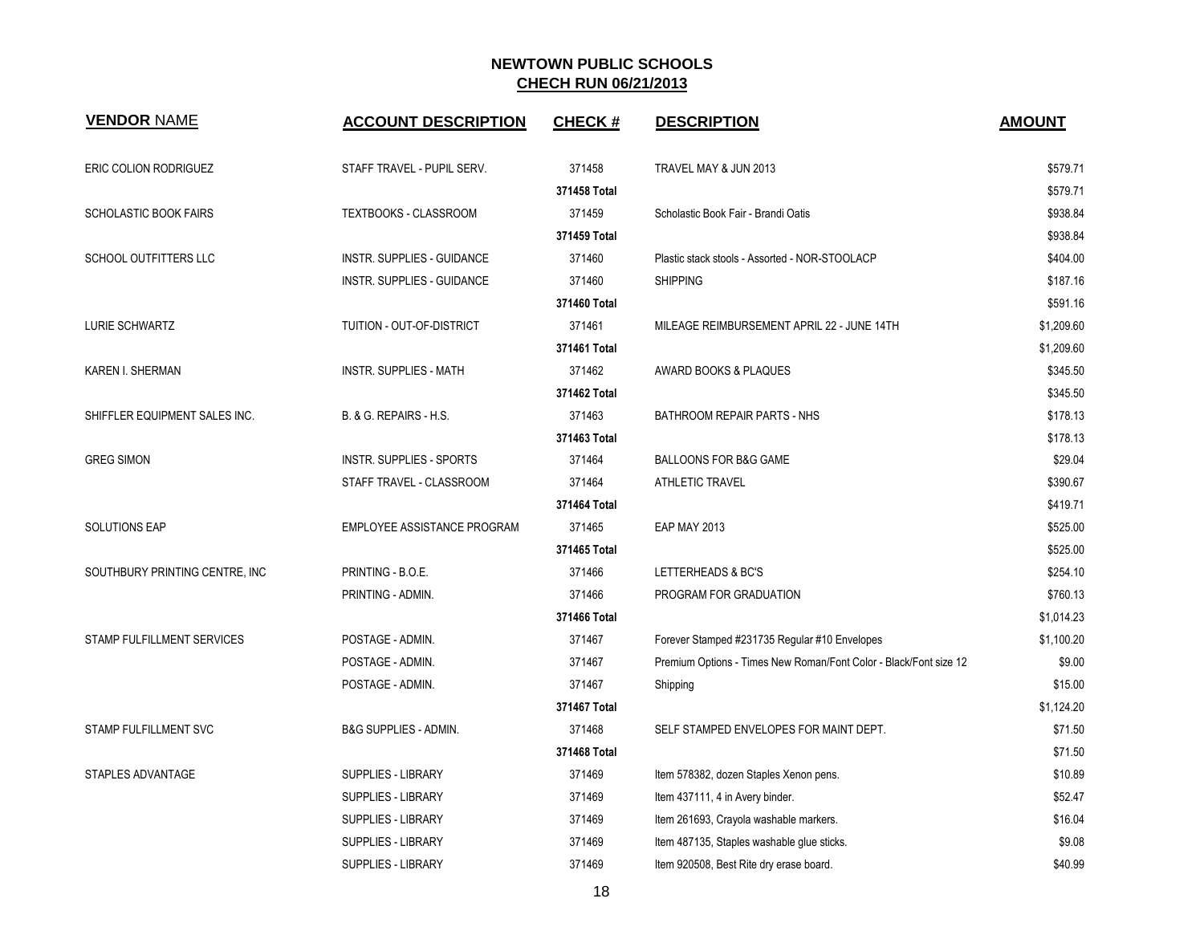## NEWTOWN PUBLIC SCHOOLS
## CHECH RUN 06/21/2013

| VENDOR NAME | ACCOUNT DESCRIPTION | CHECK # | DESCRIPTION | AMOUNT |
|---|---|---|---|---|
| ERIC COLION RODRIGUEZ | STAFF TRAVEL - PUPIL SERV. | 371458 | TRAVEL MAY & JUN 2013 | $579.71 |
| | | 371458 Total | | $579.71 |
| SCHOLASTIC BOOK FAIRS | TEXTBOOKS - CLASSROOM | 371459 | Scholastic Book Fair - Brandi Oatis | $938.84 |
| | | 371459 Total | | $938.84 |
| SCHOOL OUTFITTERS LLC | INSTR. SUPPLIES - GUIDANCE | 371460 | Plastic stack stools - Assorted - NOR-STOOLACP | $404.00 |
| | INSTR. SUPPLIES - GUIDANCE | 371460 | SHIPPING | $187.16 |
| | | 371460 Total | | $591.16 |
| LURIE SCHWARTZ | TUITION - OUT-OF-DISTRICT | 371461 | MILEAGE REIMBURSEMENT APRIL 22 - JUNE 14TH | $1,209.60 |
| | | 371461 Total | | $1,209.60 |
| KAREN I. SHERMAN | INSTR. SUPPLIES - MATH | 371462 | AWARD BOOKS & PLAQUES | $345.50 |
| | | 371462 Total | | $345.50 |
| SHIFFLER EQUIPMENT SALES INC. | B. & G. REPAIRS - H.S. | 371463 | BATHROOM REPAIR PARTS - NHS | $178.13 |
| | | 371463 Total | | $178.13 |
| GREG SIMON | INSTR. SUPPLIES - SPORTS | 371464 | BALLOONS FOR B&G GAME | $29.04 |
| | STAFF TRAVEL - CLASSROOM | 371464 | ATHLETIC TRAVEL | $390.67 |
| | | 371464 Total | | $419.71 |
| SOLUTIONS EAP | EMPLOYEE ASSISTANCE PROGRAM | 371465 | EAP MAY 2013 | $525.00 |
| | | 371465 Total | | $525.00 |
| SOUTHBURY PRINTING CENTRE, INC | PRINTING - B.O.E. | 371466 | LETTERHEADS & BC'S | $254.10 |
| | PRINTING - ADMIN. | 371466 | PROGRAM FOR GRADUATION | $760.13 |
| | | 371466 Total | | $1,014.23 |
| STAMP FULFILLMENT SERVICES | POSTAGE - ADMIN. | 371467 | Forever Stamped #231735 Regular #10 Envelopes | $1,100.20 |
| | POSTAGE - ADMIN. | 371467 | Premium Options - Times New Roman/Font Color - Black/Font size 12 | $9.00 |
| | POSTAGE - ADMIN. | 371467 | Shipping | $15.00 |
| | | 371467 Total | | $1,124.20 |
| STAMP FULFILLMENT SVC | B&G SUPPLIES - ADMIN. | 371468 | SELF STAMPED ENVELOPES FOR MAINT DEPT. | $71.50 |
| | | 371468 Total | | $71.50 |
| STAPLES ADVANTAGE | SUPPLIES - LIBRARY | 371469 | Item 578382, dozen Staples Xenon pens. | $10.89 |
| | SUPPLIES - LIBRARY | 371469 | Item 437111, 4 in Avery binder. | $52.47 |
| | SUPPLIES - LIBRARY | 371469 | Item 261693, Crayola washable markers. | $16.04 |
| | SUPPLIES - LIBRARY | 371469 | Item 487135, Staples washable glue sticks. | $9.08 |
| | SUPPLIES - LIBRARY | 371469 | Item 920508, Best Rite dry erase board. | $40.99 |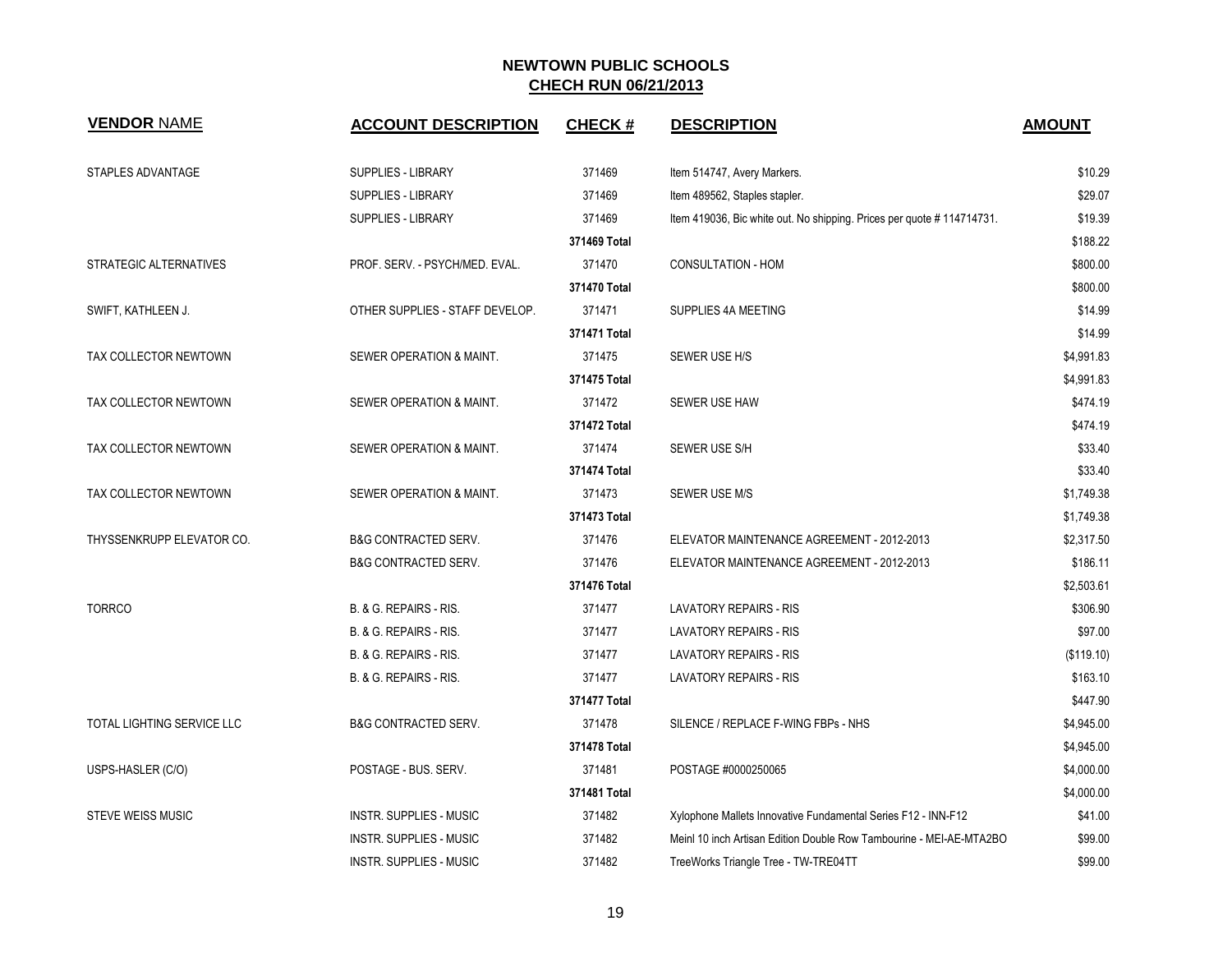## NEWTOWN PUBLIC SCHOOLS
## CHECH RUN 06/21/2013

| VENDOR NAME | ACCOUNT DESCRIPTION | CHECK # | DESCRIPTION | AMOUNT |
|---|---|---|---|---|
| STAPLES ADVANTAGE | SUPPLIES - LIBRARY | 371469 | Item 514747, Avery Markers. | $10.29 |
| | SUPPLIES - LIBRARY | 371469 | Item 489562, Staples stapler. | $29.07 |
| | SUPPLIES - LIBRARY | 371469 | Item 419036, Bic white out. No shipping. Prices per quote # 114714731. | $19.39 |
| | | 371469 Total | | $188.22 |
| STRATEGIC ALTERNATIVES | PROF. SERV. - PSYCH/MED. EVAL. | 371470 | CONSULTATION - HOM | $800.00 |
| | | 371470 Total | | $800.00 |
| SWIFT, KATHLEEN J. | OTHER SUPPLIES - STAFF DEVELOP. | 371471 | SUPPLIES 4A MEETING | $14.99 |
| | | 371471 Total | | $14.99 |
| TAX COLLECTOR NEWTOWN | SEWER OPERATION & MAINT. | 371475 | SEWER USE H/S | $4,991.83 |
| | | 371475 Total | | $4,991.83 |
| TAX COLLECTOR NEWTOWN | SEWER OPERATION & MAINT. | 371472 | SEWER USE HAW | $474.19 |
| | | 371472 Total | | $474.19 |
| TAX COLLECTOR NEWTOWN | SEWER OPERATION & MAINT. | 371474 | SEWER USE S/H | $33.40 |
| | | 371474 Total | | $33.40 |
| TAX COLLECTOR NEWTOWN | SEWER OPERATION & MAINT. | 371473 | SEWER USE M/S | $1,749.38 |
| | | 371473 Total | | $1,749.38 |
| THYSSENKRUPP ELEVATOR CO. | B&G CONTRACTED SERV. | 371476 | ELEVATOR MAINTENANCE AGREEMENT - 2012-2013 | $2,317.50 |
| | B&G CONTRACTED SERV. | 371476 | ELEVATOR MAINTENANCE AGREEMENT - 2012-2013 | $186.11 |
| | | 371476 Total | | $2,503.61 |
| TORRCO | B. & G. REPAIRS - RIS. | 371477 | LAVATORY REPAIRS - RIS | $306.90 |
| | B. & G. REPAIRS - RIS. | 371477 | LAVATORY REPAIRS - RIS | $97.00 |
| | B. & G. REPAIRS - RIS. | 371477 | LAVATORY REPAIRS - RIS | ($119.10) |
| | B. & G. REPAIRS - RIS. | 371477 | LAVATORY REPAIRS - RIS | $163.10 |
| | | 371477 Total | | $447.90 |
| TOTAL LIGHTING SERVICE LLC | B&G CONTRACTED SERV. | 371478 | SILENCE / REPLACE F-WING FBPs - NHS | $4,945.00 |
| | | 371478 Total | | $4,945.00 |
| USPS-HASLER (C/O) | POSTAGE - BUS. SERV. | 371481 | POSTAGE #0000250065 | $4,000.00 |
| | | 371481 Total | | $4,000.00 |
| STEVE WEISS MUSIC | INSTR. SUPPLIES - MUSIC | 371482 | Xylophone Mallets Innovative Fundamental Series F12 - INN-F12 | $41.00 |
| | INSTR. SUPPLIES - MUSIC | 371482 | Meinl 10 inch Artisan Edition Double Row Tambourine - MEI-AE-MTA2BO | $99.00 |
| | INSTR. SUPPLIES - MUSIC | 371482 | TreeWorks Triangle Tree - TW-TRE04TT | $99.00 |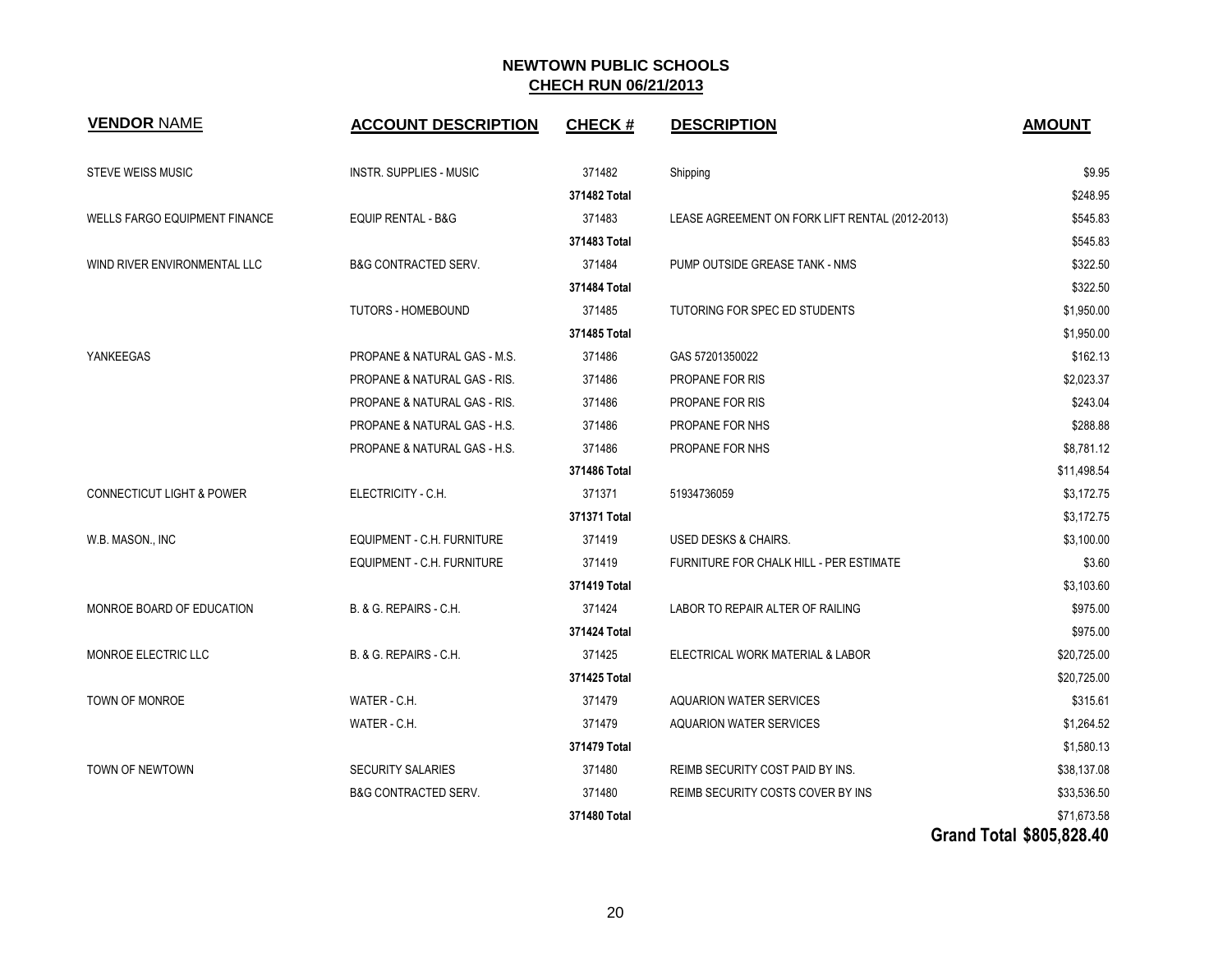## NEWTOWN PUBLIC SCHOOLS
## CHECH RUN 06/21/2013

| VENDOR NAME | ACCOUNT DESCRIPTION | CHECK # | DESCRIPTION | AMOUNT |
|---|---|---|---|---|
| STEVE WEISS MUSIC | INSTR. SUPPLIES - MUSIC | 371482 | Shipping | $9.95 |
| | | 371482 Total | | $248.95 |
| WELLS FARGO EQUIPMENT FINANCE | EQUIP RENTAL - B&G | 371483 | LEASE AGREEMENT ON FORK LIFT RENTAL (2012-2013) | $545.83 |
| | | 371483 Total | | $545.83 |
| WIND RIVER ENVIRONMENTAL LLC | B&G CONTRACTED SERV. | 371484 | PUMP OUTSIDE GREASE TANK - NMS | $322.50 |
| | | 371484 Total | | $322.50 |
| | TUTORS - HOMEBOUND | 371485 | TUTORING FOR SPEC ED STUDENTS | $1,950.00 |
| | | 371485 Total | | $1,950.00 |
| YANKEEGAS | PROPANE & NATURAL GAS - M.S. | 371486 | GAS 57201350022 | $162.13 |
| | PROPANE & NATURAL GAS - RIS. | 371486 | PROPANE FOR RIS | $2,023.37 |
| | PROPANE & NATURAL GAS - RIS. | 371486 | PROPANE FOR RIS | $243.04 |
| | PROPANE & NATURAL GAS - H.S. | 371486 | PROPANE FOR NHS | $288.88 |
| | PROPANE & NATURAL GAS - H.S. | 371486 | PROPANE FOR NHS | $8,781.12 |
| | | 371486 Total | | $11,498.54 |
| CONNECTICUT LIGHT & POWER | ELECTRICITY - C.H. | 371371 | 51934736059 | $3,172.75 |
| | | 371371 Total | | $3,172.75 |
| W.B. MASON., INC | EQUIPMENT - C.H. FURNITURE | 371419 | USED DESKS & CHAIRS. | $3,100.00 |
| | EQUIPMENT - C.H. FURNITURE | 371419 | FURNITURE FOR CHALK HILL - PER ESTIMATE | $3.60 |
| | | 371419 Total | | $3,103.60 |
| MONROE BOARD OF EDUCATION | B. & G. REPAIRS - C.H. | 371424 | LABOR TO REPAIR ALTER OF RAILING | $975.00 |
| | | 371424 Total | | $975.00 |
| MONROE ELECTRIC LLC | B. & G. REPAIRS - C.H. | 371425 | ELECTRICAL WORK MATERIAL & LABOR | $20,725.00 |
| | | 371425 Total | | $20,725.00 |
| TOWN OF MONROE | WATER - C.H. | 371479 | AQUARION WATER SERVICES | $315.61 |
| | WATER - C.H. | 371479 | AQUARION WATER SERVICES | $1,264.52 |
| | | 371479 Total | | $1,580.13 |
| TOWN OF NEWTOWN | SECURITY SALARIES | 371480 | REIMB SECURITY COST PAID BY INS. | $38,137.08 |
| | B&G CONTRACTED SERV. | 371480 | REIMB SECURITY COSTS COVER BY INS | $33,536.50 |
| | | 371480 Total | | $71,673.58 |
| | | | **Grand Total** | **$805,828.40** |